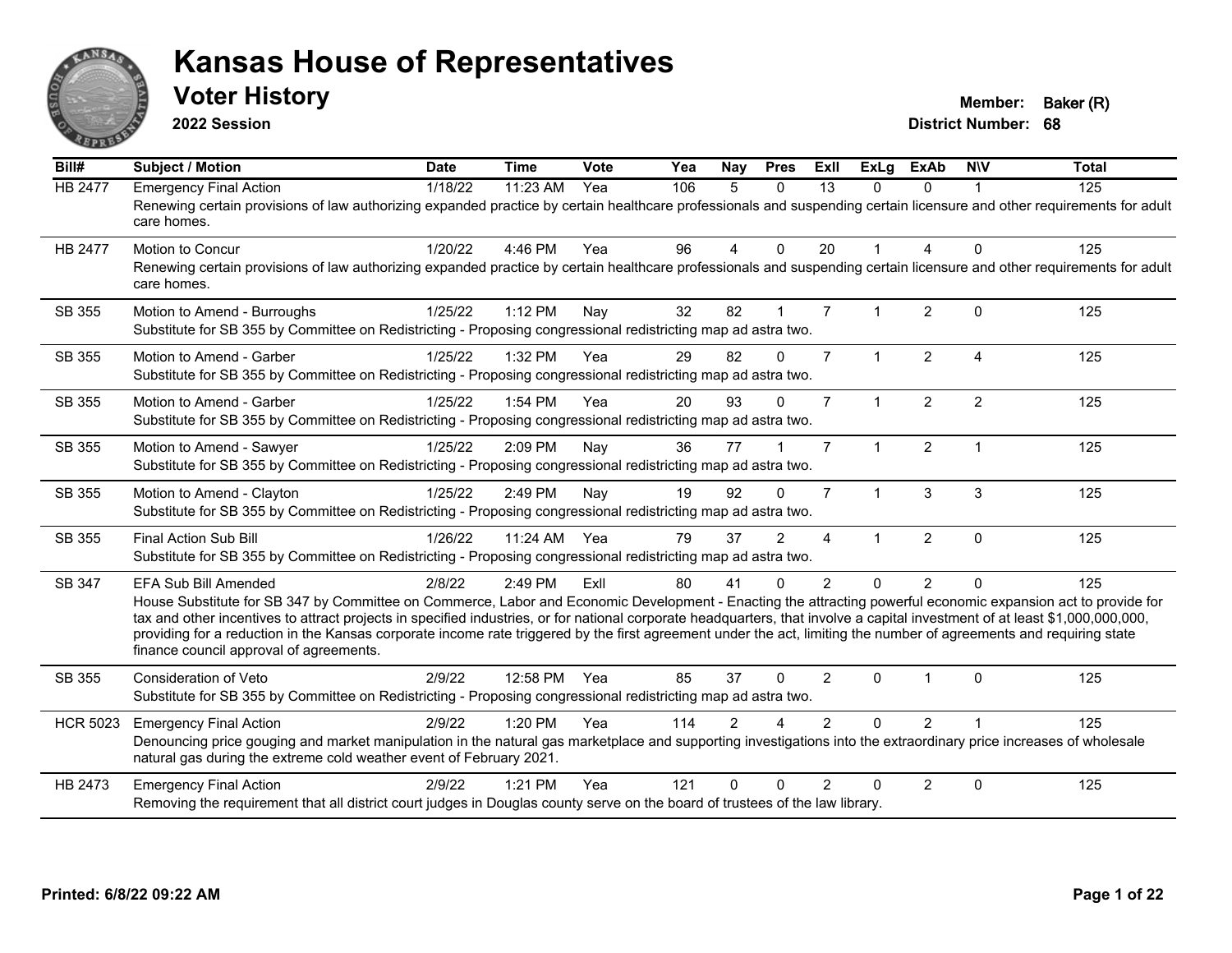# Kansas House of Representatives

## Voter History

**2022 Session**

**Member:** Baker (R)
**District Number:** 68

| Bill# | Subject / Motion | Date | Time | Vote | Yea | Nay | Pres | ExII | ExLg | ExAb | N\V | Total |
|---|---|---|---|---|---|---|---|---|---|---|---|---|
| HB 2477 | Emergency Final Action | 1/18/22 | 11:23 AM | Yea | 106 | 5 | 0 | 13 | 0 | 0 | 1 | 125 |
| | Renewing certain provisions of law authorizing expanded practice by certain healthcare professionals and suspending certain licensure and other requirements for adult care homes. | | | | | | | | | | | |
| HB 2477 | Motion to Concur | 1/20/22 | 4:46 PM | Yea | 96 | 4 | 0 | 20 | 1 | 4 | 0 | 125 |
| | Renewing certain provisions of law authorizing expanded practice by certain healthcare professionals and suspending certain licensure and other requirements for adult care homes. | | | | | | | | | | | |
| SB 355 | Motion to Amend - Burroughs | 1/25/22 | 1:12 PM | Nay | 32 | 82 | 1 | 7 | 1 | 2 | 0 | 125 |
| | Substitute for SB 355 by Committee on Redistricting - Proposing congressional redistricting map ad astra two. | | | | | | | | | | | |
| SB 355 | Motion to Amend - Garber | 1/25/22 | 1:32 PM | Yea | 29 | 82 | 0 | 7 | 1 | 2 | 4 | 125 |
| | Substitute for SB 355 by Committee on Redistricting - Proposing congressional redistricting map ad astra two. | | | | | | | | | | | |
| SB 355 | Motion to Amend - Garber | 1/25/22 | 1:54 PM | Yea | 20 | 93 | 0 | 7 | 1 | 2 | 2 | 125 |
| | Substitute for SB 355 by Committee on Redistricting - Proposing congressional redistricting map ad astra two. | | | | | | | | | | | |
| SB 355 | Motion to Amend - Sawyer | 1/25/22 | 2:09 PM | Nay | 36 | 77 | 1 | 7 | 1 | 2 | 1 | 125 |
| | Substitute for SB 355 by Committee on Redistricting - Proposing congressional redistricting map ad astra two. | | | | | | | | | | | |
| SB 355 | Motion to Amend - Clayton | 1/25/22 | 2:49 PM | Nay | 19 | 92 | 0 | 7 | 1 | 3 | 3 | 125 |
| | Substitute for SB 355 by Committee on Redistricting - Proposing congressional redistricting map ad astra two. | | | | | | | | | | | |
| SB 355 | Final Action Sub Bill | 1/26/22 | 11:24 AM | Yea | 79 | 37 | 2 | 4 | 1 | 2 | 0 | 125 |
| | Substitute for SB 355 by Committee on Redistricting - Proposing congressional redistricting map ad astra two. | | | | | | | | | | | |
| SB 347 | EFA Sub Bill Amended | 2/8/22 | 2:49 PM | ExII | 80 | 41 | 0 | 2 | 0 | 2 | 0 | 125 |
| | House Substitute for SB 347 by Committee on Commerce, Labor and Economic Development - Enacting the attracting powerful economic expansion act to provide for tax and other incentives to attract projects in specified industries, or for national corporate headquarters, that involve a capital investment of at least $1,000,000,000, providing for a reduction in the Kansas corporate income rate triggered by the first agreement under the act, limiting the number of agreements and requiring state finance council approval of agreements. | | | | | | | | | | | |
| SB 355 | Consideration of Veto | 2/9/22 | 12:58 PM | Yea | 85 | 37 | 0 | 2 | 0 | 1 | 0 | 125 |
| | Substitute for SB 355 by Committee on Redistricting - Proposing congressional redistricting map ad astra two. | | | | | | | | | | | |
| HCR 5023 | Emergency Final Action | 2/9/22 | 1:20 PM | Yea | 114 | 2 | 4 | 2 | 0 | 2 | 1 | 125 |
| | Denouncing price gouging and market manipulation in the natural gas marketplace and supporting investigations into the extraordinary price increases of wholesale natural gas during the extreme cold weather event of February 2021. | | | | | | | | | | | |
| HB 2473 | Emergency Final Action | 2/9/22 | 1:21 PM | Yea | 121 | 0 | 0 | 2 | 0 | 2 | 0 | 125 |
| | Removing the requirement that all district court judges in Douglas county serve on the board of trustees of the law library. | | | | | | | | | | | |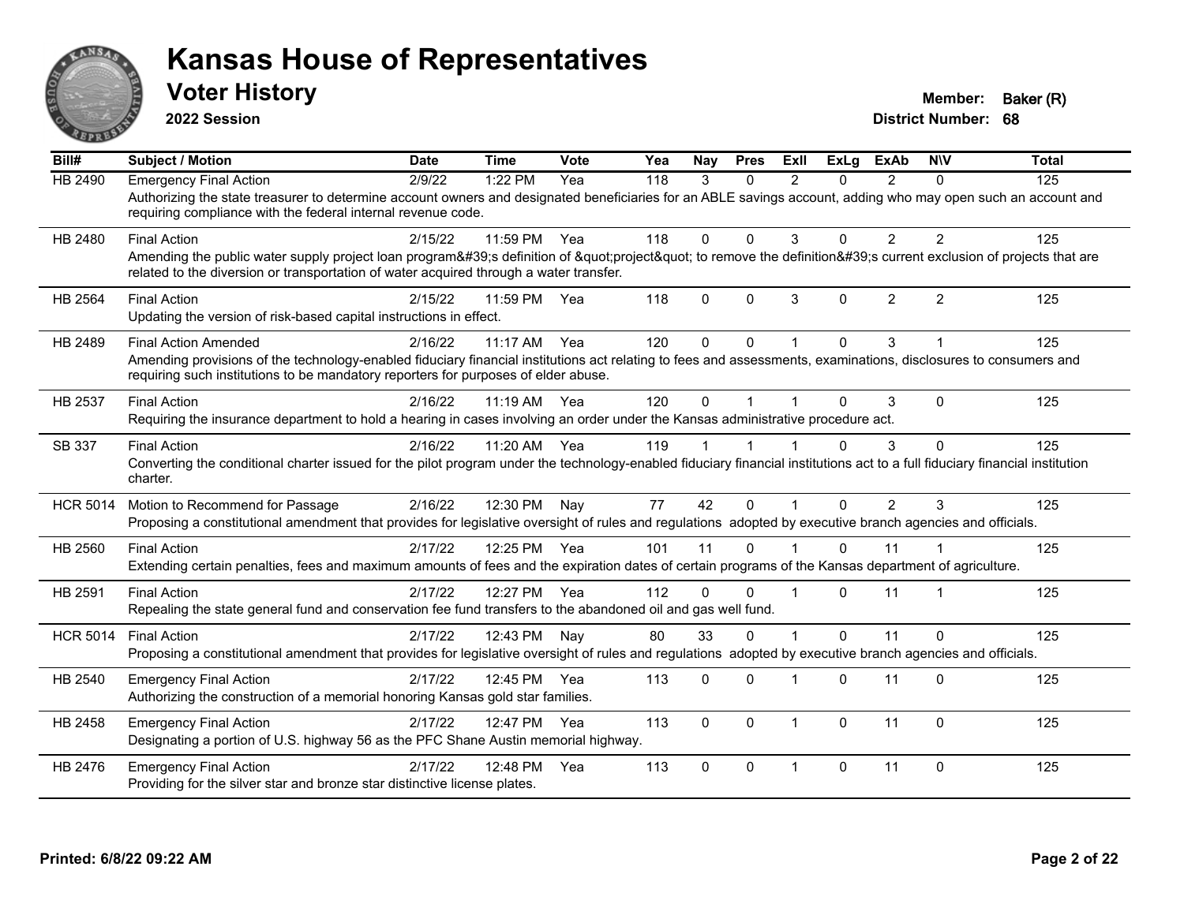# Kansas House of Representatives

## Voter History

**2022 Session**

**Member:** Baker (R)
**District Number:** 68

| Bill# | Subject / Motion | Date | Time | Vote | Yea | Nay | Pres | ExII | ExLg | ExAb | N\V | Total |
|---|---|---|---|---|---|---|---|---|---|---|---|---|
| HB 2490 | Emergency Final Action | 2/9/22 | 1:22 PM | Yea | 118 | 3 | 0 | 2 | 0 | 2 | 0 | 125 |
| | Authorizing the state treasurer to determine account owners and designated beneficiaries for an ABLE savings account, adding who may open such an account and requiring compliance with the federal internal revenue code. | | | | | | | | | | | |
| HB 2480 | Final Action | 2/15/22 | 11:59 PM | Yea | 118 | 0 | 0 | 3 | 0 | 2 | 2 | 125 |
| | Amending the public water supply project loan program&#39;s definition of &quot;project&quot; to remove the definition&#39;s current exclusion of projects that are related to the diversion or transportation of water acquired through a water transfer. | | | | | | | | | | | |
| HB 2564 | Final Action | 2/15/22 | 11:59 PM | Yea | 118 | 0 | 0 | 3 | 0 | 2 | 2 | 125 |
| | Updating the version of risk-based capital instructions in effect. | | | | | | | | | | | |
| HB 2489 | Final Action Amended | 2/16/22 | 11:17 AM | Yea | 120 | 0 | 0 | 1 | 0 | 3 | 1 | 125 |
| | Amending provisions of the technology-enabled fiduciary financial institutions act relating to fees and assessments, examinations, disclosures to consumers and requiring such institutions to be mandatory reporters for purposes of elder abuse. | | | | | | | | | | | |
| HB 2537 | Final Action | 2/16/22 | 11:19 AM | Yea | 120 | 0 | 1 | 1 | 0 | 3 | 0 | 125 |
| | Requiring the insurance department to hold a hearing in cases involving an order under the Kansas administrative procedure act. | | | | | | | | | | | |
| SB 337 | Final Action | 2/16/22 | 11:20 AM | Yea | 119 | 1 | 1 | 1 | 0 | 3 | 0 | 125 |
| | Converting the conditional charter issued for the pilot program under the technology-enabled fiduciary financial institutions act to a full fiduciary financial institution charter. | | | | | | | | | | | |
| HCR 5014 | Motion to Recommend for Passage | 2/16/22 | 12:30 PM | Nay | 77 | 42 | 0 | 1 | 0 | 2 | 3 | 125 |
| | Proposing a constitutional amendment that provides for legislative oversight of rules and regulations adopted by executive branch agencies and officials. | | | | | | | | | | | |
| HB 2560 | Final Action | 2/17/22 | 12:25 PM | Yea | 101 | 11 | 0 | 1 | 0 | 11 | 1 | 125 |
| | Extending certain penalties, fees and maximum amounts of fees and the expiration dates of certain programs of the Kansas department of agriculture. | | | | | | | | | | | |
| HB 2591 | Final Action | 2/17/22 | 12:27 PM | Yea | 112 | 0 | 0 | 1 | 0 | 11 | 1 | 125 |
| | Repealing the state general fund and conservation fee fund transfers to the abandoned oil and gas well fund. | | | | | | | | | | | |
| HCR 5014 | Final Action | 2/17/22 | 12:43 PM | Nay | 80 | 33 | 0 | 1 | 0 | 11 | 0 | 125 |
| | Proposing a constitutional amendment that provides for legislative oversight of rules and regulations adopted by executive branch agencies and officials. | | | | | | | | | | | |
| HB 2540 | Emergency Final Action | 2/17/22 | 12:45 PM | Yea | 113 | 0 | 0 | 1 | 0 | 11 | 0 | 125 |
| | Authorizing the construction of a memorial honoring Kansas gold star families. | | | | | | | | | | | |
| HB 2458 | Emergency Final Action | 2/17/22 | 12:47 PM | Yea | 113 | 0 | 0 | 1 | 0 | 11 | 0 | 125 |
| | Designating a portion of U.S. highway 56 as the PFC Shane Austin memorial highway. | | | | | | | | | | | |
| HB 2476 | Emergency Final Action | 2/17/22 | 12:48 PM | Yea | 113 | 0 | 0 | 1 | 0 | 11 | 0 | 125 |
| | Providing for the silver star and bronze star distinctive license plates. | | | | | | | | | | | |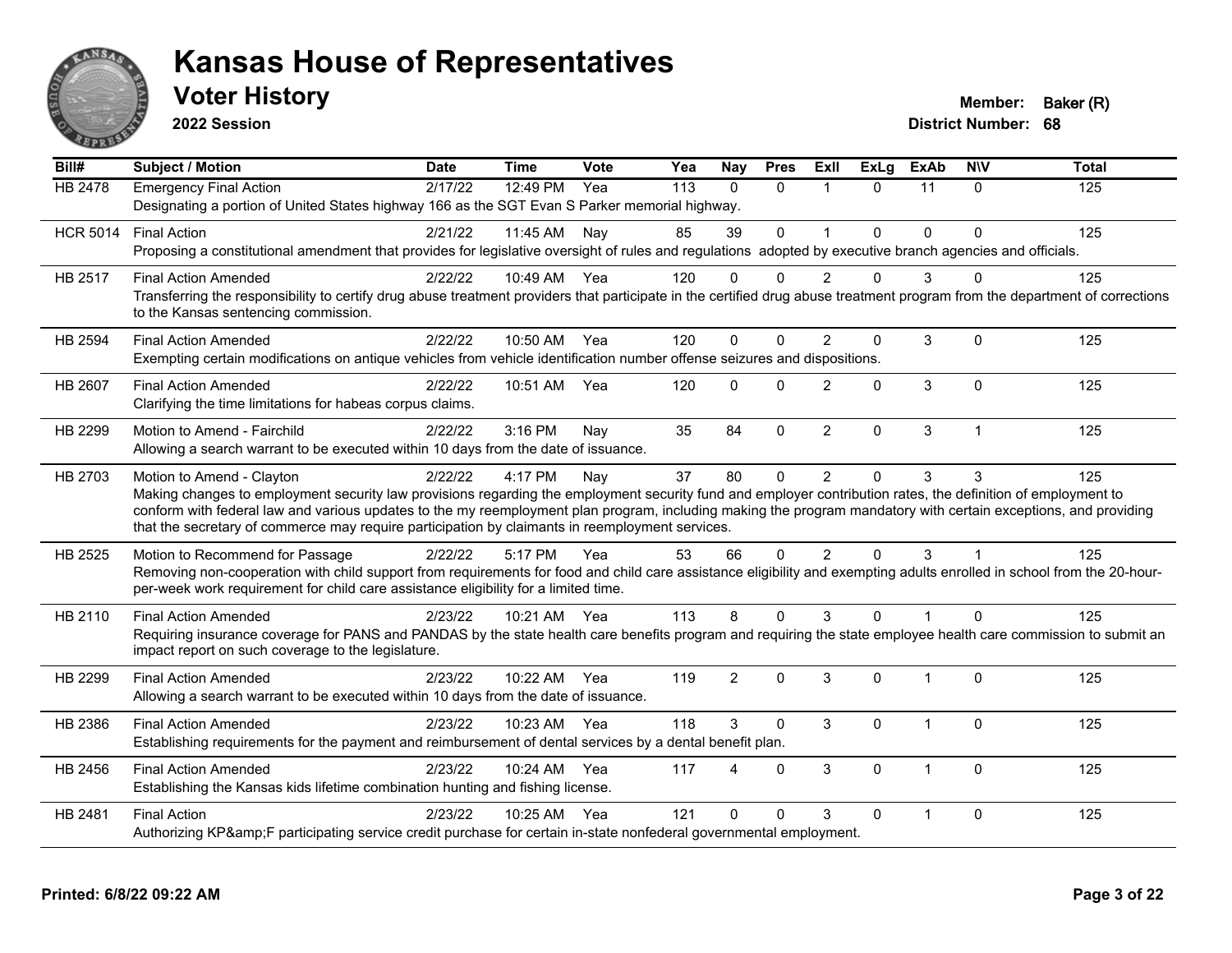# Kansas House of Representatives

## Voter History

**2022 Session**

**Member:** Baker (R)
**District Number:** 68

| Bill# | Subject / Motion | Date | Time | Vote | Yea | Nay | Pres | ExII | ExLg | ExAb | N\V | Total |
|---|---|---|---|---|---|---|---|---|---|---|---|---|
| HB 2478 | Emergency Final Action | 2/17/22 | 12:49 PM | Yea | 113 | 0 | 0 | 1 | 0 | 11 | 0 | 125 |
| | Designating a portion of United States highway 166 as the SGT Evan S Parker memorial highway. | | | | | | | | | | | |
| HCR 5014 | Final Action | 2/21/22 | 11:45 AM | Nay | 85 | 39 | 0 | 1 | 0 | 0 | 0 | 125 |
| | Proposing a constitutional amendment that provides for legislative oversight of rules and regulations adopted by executive branch agencies and officials. | | | | | | | | | | | |
| HB 2517 | Final Action Amended | 2/22/22 | 10:49 AM | Yea | 120 | 0 | 0 | 2 | 0 | 3 | 0 | 125 |
| | Transferring the responsibility to certify drug abuse treatment providers that participate in the certified drug abuse treatment program from the department of corrections to the Kansas sentencing commission. | | | | | | | | | | | |
| HB 2594 | Final Action Amended | 2/22/22 | 10:50 AM | Yea | 120 | 0 | 0 | 2 | 0 | 3 | 0 | 125 |
| | Exempting certain modifications on antique vehicles from vehicle identification number offense seizures and dispositions. | | | | | | | | | | | |
| HB 2607 | Final Action Amended | 2/22/22 | 10:51 AM | Yea | 120 | 0 | 0 | 2 | 0 | 3 | 0 | 125 |
| | Clarifying the time limitations for habeas corpus claims. | | | | | | | | | | | |
| HB 2299 | Motion to Amend - Fairchild | 2/22/22 | 3:16 PM | Nay | 35 | 84 | 0 | 2 | 0 | 3 | 1 | 125 |
| | Allowing a search warrant to be executed within 10 days from the date of issuance. | | | | | | | | | | | |
| HB 2703 | Motion to Amend - Clayton | 2/22/22 | 4:17 PM | Nay | 37 | 80 | 0 | 2 | 0 | 3 | 3 | 125 |
| | Making changes to employment security law provisions regarding the employment security fund and employer contribution rates, the definition of employment to conform with federal law and various updates to the my reemployment plan program, including making the program mandatory with certain exceptions, and providing that the secretary of commerce may require participation by claimants in reemployment services. | | | | | | | | | | | |
| HB 2525 | Motion to Recommend for Passage | 2/22/22 | 5:17 PM | Yea | 53 | 66 | 0 | 2 | 0 | 3 | 1 | 125 |
| | Removing non-cooperation with child support from requirements for food and child care assistance eligibility and exempting adults enrolled in school from the 20-hour-per-week work requirement for child care assistance eligibility for a limited time. | | | | | | | | | | | |
| HB 2110 | Final Action Amended | 2/23/22 | 10:21 AM | Yea | 113 | 8 | 0 | 3 | 0 | 1 | 0 | 125 |
| | Requiring insurance coverage for PANS and PANDAS by the state health care benefits program and requiring the state employee health care commission to submit an impact report on such coverage to the legislature. | | | | | | | | | | | |
| HB 2299 | Final Action Amended | 2/23/22 | 10:22 AM | Yea | 119 | 2 | 0 | 3 | 0 | 1 | 0 | 125 |
| | Allowing a search warrant to be executed within 10 days from the date of issuance. | | | | | | | | | | | |
| HB 2386 | Final Action Amended | 2/23/22 | 10:23 AM | Yea | 118 | 3 | 0 | 3 | 0 | 1 | 0 | 125 |
| | Establishing requirements for the payment and reimbursement of dental services by a dental benefit plan. | | | | | | | | | | | |
| HB 2456 | Final Action Amended | 2/23/22 | 10:24 AM | Yea | 117 | 4 | 0 | 3 | 0 | 1 | 0 | 125 |
| | Establishing the Kansas kids lifetime combination hunting and fishing license. | | | | | | | | | | | |
| HB 2481 | Final Action | 2/23/22 | 10:25 AM | Yea | 121 | 0 | 0 | 3 | 0 | 1 | 0 | 125 |
| | Authorizing KP&amp;F participating service credit purchase for certain in-state nonfederal governmental employment. | | | | | | | | | | | |

**Printed: 6/8/22 09:22 AM**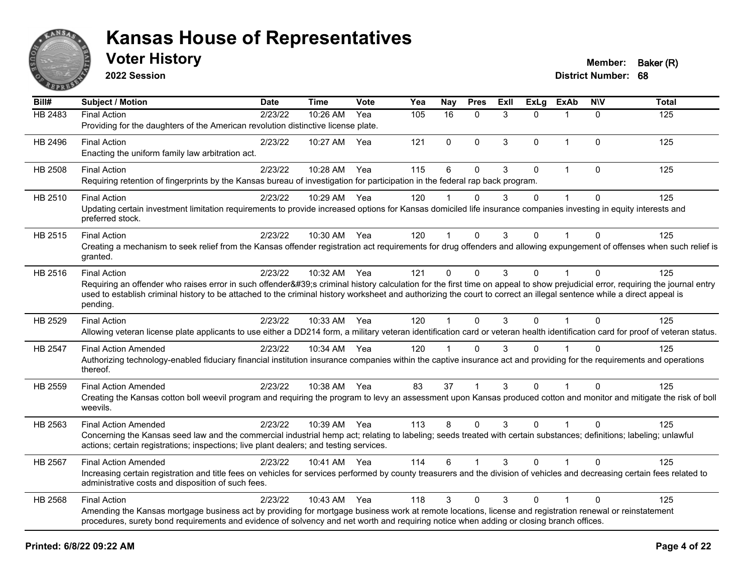# Kansas House of Representatives

## Voter History

**2022 Session**

**Member:** Baker (R)
**District Number:** 68

| Bill# | Subject / Motion | Date | Time | Vote | Yea | Nay | Pres | ExII | ExLg | ExAb | N\V | Total |
|---|---|---|---|---|---|---|---|---|---|---|---|---|
| HB 2483 | Final Action<br>Providing for the daughters of the American revolution distinctive license plate. | 2/23/22 | 10:26 AM | Yea | 105 | 16 | 0 | 3 | 0 | 1 | 0 | 125 |
| HB 2496 | Final Action<br>Enacting the uniform family law arbitration act. | 2/23/22 | 10:27 AM | Yea | 121 | 0 | 0 | 3 | 0 | 1 | 0 | 125 |
| HB 2508 | Final Action<br>Requiring retention of fingerprints by the Kansas bureau of investigation for participation in the federal rap back program. | 2/23/22 | 10:28 AM | Yea | 115 | 6 | 0 | 3 | 0 | 1 | 0 | 125 |
| HB 2510 | Final Action<br>Updating certain investment limitation requirements to provide increased options for Kansas domiciled life insurance companies investing in equity interests and preferred stock. | 2/23/22 | 10:29 AM | Yea | 120 | 1 | 0 | 3 | 0 | 1 | 0 | 125 |
| HB 2515 | Final Action<br>Creating a mechanism to seek relief from the Kansas offender registration act requirements for drug offenders and allowing expungement of offenses when such relief is granted. | 2/23/22 | 10:30 AM | Yea | 120 | 1 | 0 | 3 | 0 | 1 | 0 | 125 |
| HB 2516 | Final Action<br>Requiring an offender who raises error in such offender&#39;s criminal history calculation for the first time on appeal to show prejudicial error, requiring the journal entry used to establish criminal history to be attached to the criminal history worksheet and authorizing the court to correct an illegal sentence while a direct appeal is pending. | 2/23/22 | 10:32 AM | Yea | 121 | 0 | 0 | 3 | 0 | 1 | 0 | 125 |
| HB 2529 | Final Action<br>Allowing veteran license plate applicants to use either a DD214 form, a military veteran identification card or veteran health identification card for proof of veteran status. | 2/23/22 | 10:33 AM | Yea | 120 | 1 | 0 | 3 | 0 | 1 | 0 | 125 |
| HB 2547 | Final Action Amended<br>Authorizing technology-enabled fiduciary financial institution insurance companies within the captive insurance act and providing for the requirements and operations thereof. | 2/23/22 | 10:34 AM | Yea | 120 | 1 | 0 | 3 | 0 | 1 | 0 | 125 |
| HB 2559 | Final Action Amended<br>Creating the Kansas cotton boll weevil program and requiring the program to levy an assessment upon Kansas produced cotton and monitor and mitigate the risk of boll weevils. | 2/23/22 | 10:38 AM | Yea | 83 | 37 | 1 | 3 | 0 | 1 | 0 | 125 |
| HB 2563 | Final Action Amended<br>Concerning the Kansas seed law and the commercial industrial hemp act; relating to labeling; seeds treated with certain substances; definitions; labeling; unlawful actions; certain registrations; inspections; live plant dealers; and testing services. | 2/23/22 | 10:39 AM | Yea | 113 | 8 | 0 | 3 | 0 | 1 | 0 | 125 |
| HB 2567 | Final Action Amended<br>Increasing certain registration and title fees on vehicles for services performed by county treasurers and the division of vehicles and decreasing certain fees related to administrative costs and disposition of such fees. | 2/23/22 | 10:41 AM | Yea | 114 | 6 | 1 | 3 | 0 | 1 | 0 | 125 |
| HB 2568 | Final Action<br>Amending the Kansas mortgage business act by providing for mortgage business work at remote locations, license and registration renewal or reinstatement procedures, surety bond requirements and evidence of solvency and net worth and requiring notice when adding or closing branch offices. | 2/23/22 | 10:43 AM | Yea | 118 | 3 | 0 | 3 | 0 | 1 | 0 | 125 |

**Printed: 6/8/22 09:22 AM**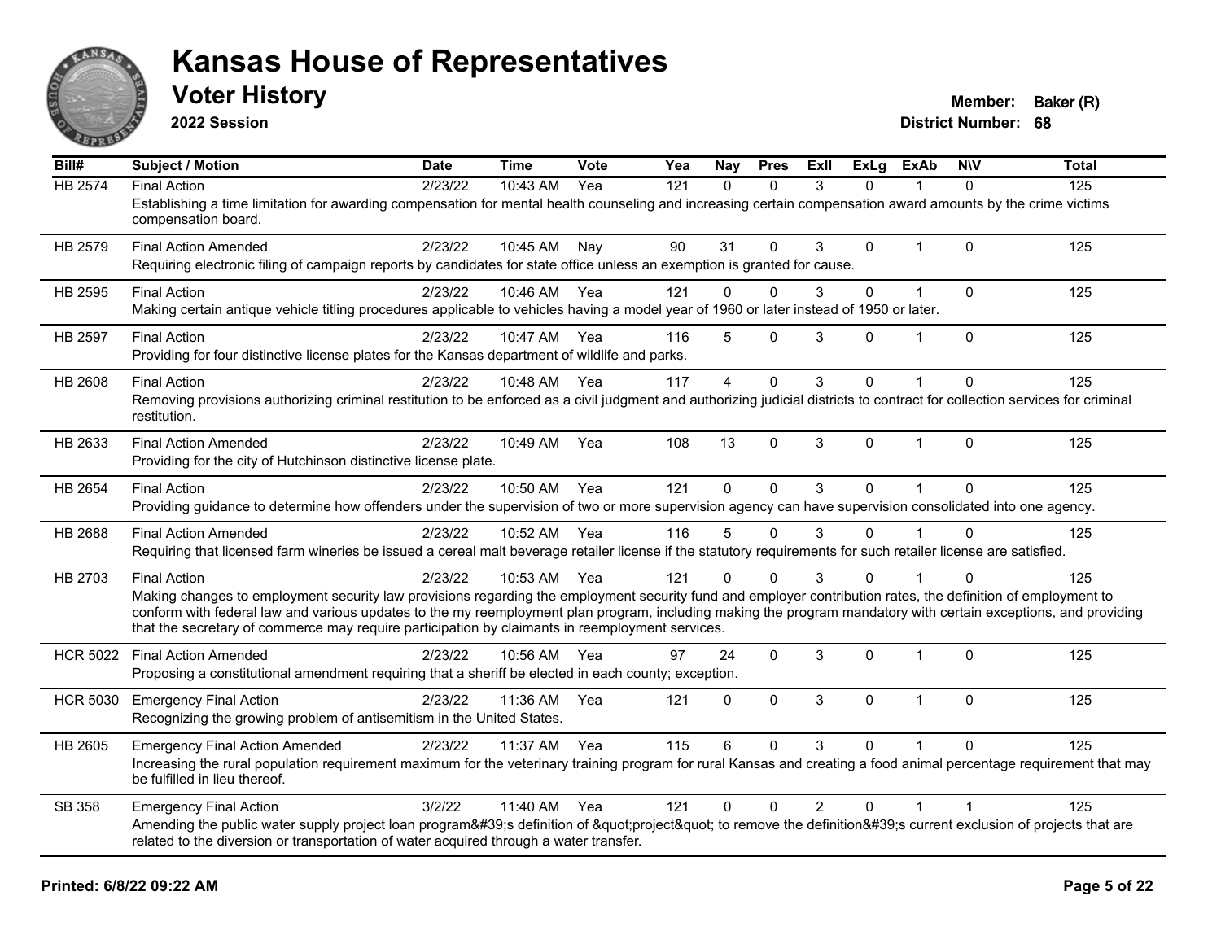# Kansas House of Representatives

## Voter History

**2022 Session**

**Member:** Baker (R)
**District Number:** 68

| Bill# | Subject / Motion | Date | Time | Vote | Yea | Nay | Pres | ExII | ExLg | ExAb | N\V | Total |
|---|---|---|---|---|---|---|---|---|---|---|---|---|
| HB 2574 | Final Action | 2/23/22 | 10:43 AM | Yea | 121 | 0 | 0 | 3 | 0 | 1 | 0 | 125 |
| | Establishing a time limitation for awarding compensation for mental health counseling and increasing certain compensation award amounts by the crime victims compensation board. | | | | | | | | | | | |
| HB 2579 | Final Action Amended | 2/23/22 | 10:45 AM | Nay | 90 | 31 | 0 | 3 | 0 | 1 | 0 | 125 |
| | Requiring electronic filing of campaign reports by candidates for state office unless an exemption is granted for cause. | | | | | | | | | | | |
| HB 2595 | Final Action | 2/23/22 | 10:46 AM | Yea | 121 | 0 | 0 | 3 | 0 | 1 | 0 | 125 |
| | Making certain antique vehicle titling procedures applicable to vehicles having a model year of 1960 or later instead of 1950 or later. | | | | | | | | | | | |
| HB 2597 | Final Action | 2/23/22 | 10:47 AM | Yea | 116 | 5 | 0 | 3 | 0 | 1 | 0 | 125 |
| | Providing for four distinctive license plates for the Kansas department of wildlife and parks. | | | | | | | | | | | |
| HB 2608 | Final Action | 2/23/22 | 10:48 AM | Yea | 117 | 4 | 0 | 3 | 0 | 1 | 0 | 125 |
| | Removing provisions authorizing criminal restitution to be enforced as a civil judgment and authorizing judicial districts to contract for collection services for criminal restitution. | | | | | | | | | | | |
| HB 2633 | Final Action Amended | 2/23/22 | 10:49 AM | Yea | 108 | 13 | 0 | 3 | 0 | 1 | 0 | 125 |
| | Providing for the city of Hutchinson distinctive license plate. | | | | | | | | | | | |
| HB 2654 | Final Action | 2/23/22 | 10:50 AM | Yea | 121 | 0 | 0 | 3 | 0 | 1 | 0 | 125 |
| | Providing guidance to determine how offenders under the supervision of two or more supervision agency can have supervision consolidated into one agency. | | | | | | | | | | | |
| HB 2688 | Final Action Amended | 2/23/22 | 10:52 AM | Yea | 116 | 5 | 0 | 3 | 0 | 1 | 0 | 125 |
| | Requiring that licensed farm wineries be issued a cereal malt beverage retailer license if the statutory requirements for such retailer license are satisfied. | | | | | | | | | | | |
| HB 2703 | Final Action | 2/23/22 | 10:53 AM | Yea | 121 | 0 | 0 | 3 | 0 | 1 | 0 | 125 |
| | Making changes to employment security law provisions regarding the employment security fund and employer contribution rates, the definition of employment to conform with federal law and various updates to the my reemployment plan program, including making the program mandatory with certain exceptions, and providing that the secretary of commerce may require participation by claimants in reemployment services. | | | | | | | | | | | |
| HCR 5022 | Final Action Amended | 2/23/22 | 10:56 AM | Yea | 97 | 24 | 0 | 3 | 0 | 1 | 0 | 125 |
| | Proposing a constitutional amendment requiring that a sheriff be elected in each county; exception. | | | | | | | | | | | |
| HCR 5030 | Emergency Final Action | 2/23/22 | 11:36 AM | Yea | 121 | 0 | 0 | 3 | 0 | 1 | 0 | 125 |
| | Recognizing the growing problem of antisemitism in the United States. | | | | | | | | | | | |
| HB 2605 | Emergency Final Action Amended | 2/23/22 | 11:37 AM | Yea | 115 | 6 | 0 | 3 | 0 | 1 | 0 | 125 |
| | Increasing the rural population requirement maximum for the veterinary training program for rural Kansas and creating a food animal percentage requirement that may be fulfilled in lieu thereof. | | | | | | | | | | | |
| SB 358 | Emergency Final Action | 3/2/22 | 11:40 AM | Yea | 121 | 0 | 0 | 2 | 0 | 1 | 1 | 125 |
| | Amending the public water supply project loan program&#39;s definition of &quot;project&quot; to remove the definition&#39;s current exclusion of projects that are related to the diversion or transportation of water acquired through a water transfer. | | | | | | | | | | | |

**Printed: 6/8/22 09:22 AM**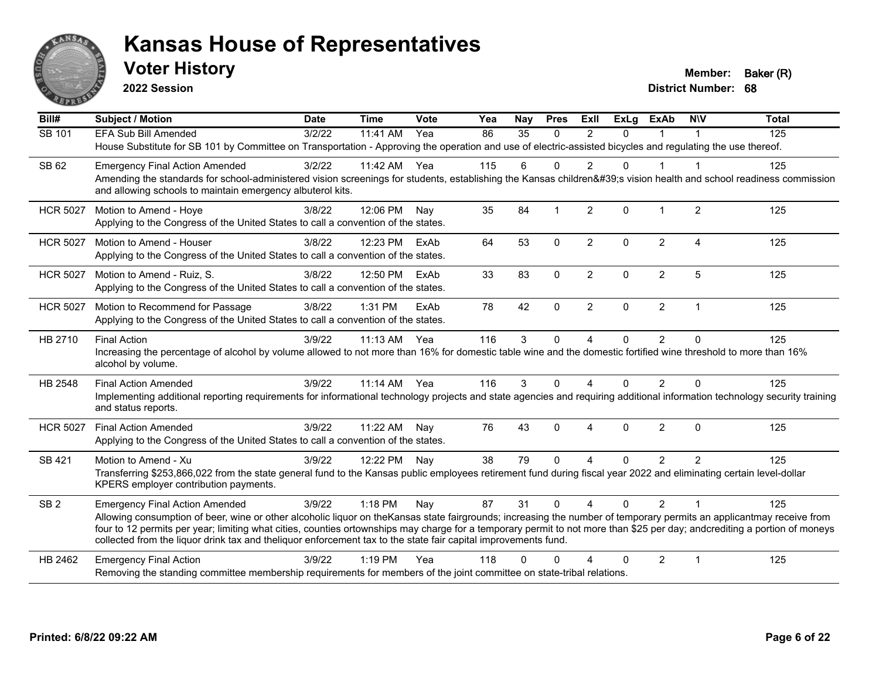# Kansas House of Representatives

## Voter History

**2022 Session**

**Member:** Baker (R)
**District Number:** 68

| Bill# | Subject / Motion | Date | Time | Vote | Yea | Nay | Pres | ExII | ExLg | ExAb | N\V | Total |
|---|---|---|---|---|---|---|---|---|---|---|---|---|
| SB 101 | EFA Sub Bill Amended | 3/2/22 | 11:41 AM | Yea | 86 | 35 | 0 | 2 | 0 | 1 | 1 | 125 |
| | House Substitute for SB 101 by Committee on Transportation - Approving the operation and use of electric-assisted bicycles and regulating the use thereof. | | | | | | | | | | | |
| SB 62 | Emergency Final Action Amended | 3/2/22 | 11:42 AM | Yea | 115 | 6 | 0 | 2 | 0 | 1 | 1 | 125 |
| | Amending the standards for school-administered vision screenings for students, establishing the Kansas children&#39;s vision health and school readiness commission and allowing schools to maintain emergency albuterol kits. | | | | | | | | | | | |
| HCR 5027 | Motion to Amend - Hoye | 3/8/22 | 12:06 PM | Nay | 35 | 84 | 1 | 2 | 0 | 1 | 2 | 125 |
| | Applying to the Congress of the United States to call a convention of the states. | | | | | | | | | | | |
| HCR 5027 | Motion to Amend - Houser | 3/8/22 | 12:23 PM | ExAb | 64 | 53 | 0 | 2 | 0 | 2 | 4 | 125 |
| | Applying to the Congress of the United States to call a convention of the states. | | | | | | | | | | | |
| HCR 5027 | Motion to Amend - Ruiz, S. | 3/8/22 | 12:50 PM | ExAb | 33 | 83 | 0 | 2 | 0 | 2 | 5 | 125 |
| | Applying to the Congress of the United States to call a convention of the states. | | | | | | | | | | | |
| HCR 5027 | Motion to Recommend for Passage | 3/8/22 | 1:31 PM | ExAb | 78 | 42 | 0 | 2 | 0 | 2 | 1 | 125 |
| | Applying to the Congress of the United States to call a convention of the states. | | | | | | | | | | | |
| HB 2710 | Final Action | 3/9/22 | 11:13 AM | Yea | 116 | 3 | 0 | 4 | 0 | 2 | 0 | 125 |
| | Increasing the percentage of alcohol by volume allowed to not more than 16% for domestic table wine and the domestic fortified wine threshold to more than 16% alcohol by volume. | | | | | | | | | | | |
| HB 2548 | Final Action Amended | 3/9/22 | 11:14 AM | Yea | 116 | 3 | 0 | 4 | 0 | 2 | 0 | 125 |
| | Implementing additional reporting requirements for informational technology projects and state agencies and requiring additional information technology security training and status reports. | | | | | | | | | | | |
| HCR 5027 | Final Action Amended | 3/9/22 | 11:22 AM | Nay | 76 | 43 | 0 | 4 | 0 | 2 | 0 | 125 |
| | Applying to the Congress of the United States to call a convention of the states. | | | | | | | | | | | |
| SB 421 | Motion to Amend - Xu | 3/9/22 | 12:22 PM | Nay | 38 | 79 | 0 | 4 | 0 | 2 | 2 | 125 |
| | Transferring $253,866,022 from the state general fund to the Kansas public employees retirement fund during fiscal year 2022 and eliminating certain level-dollar KPERS employer contribution payments. | | | | | | | | | | | |
| SB 2 | Emergency Final Action Amended | 3/9/22 | 1:18 PM | Nay | 87 | 31 | 0 | 4 | 0 | 2 | 1 | 125 |
| | Allowing consumption of beer, wine or other alcoholic liquor on theKansas state fairgrounds; increasing the number of temporary permits an applicantmay receive from four to 12 permits per year; limiting what cities, counties ortownships may charge for a temporary permit to not more than $25 per day; andcrediting a portion of moneys collected from the liquor drink tax and theliquor enforcement tax to the state fair capital improvements fund. | | | | | | | | | | | |
| HB 2462 | Emergency Final Action | 3/9/22 | 1:19 PM | Yea | 118 | 0 | 0 | 4 | 0 | 2 | 1 | 125 |
| | Removing the standing committee membership requirements for members of the joint committee on state-tribal relations. | | | | | | | | | | | |

**Printed: 6/8/22 09:22 AM**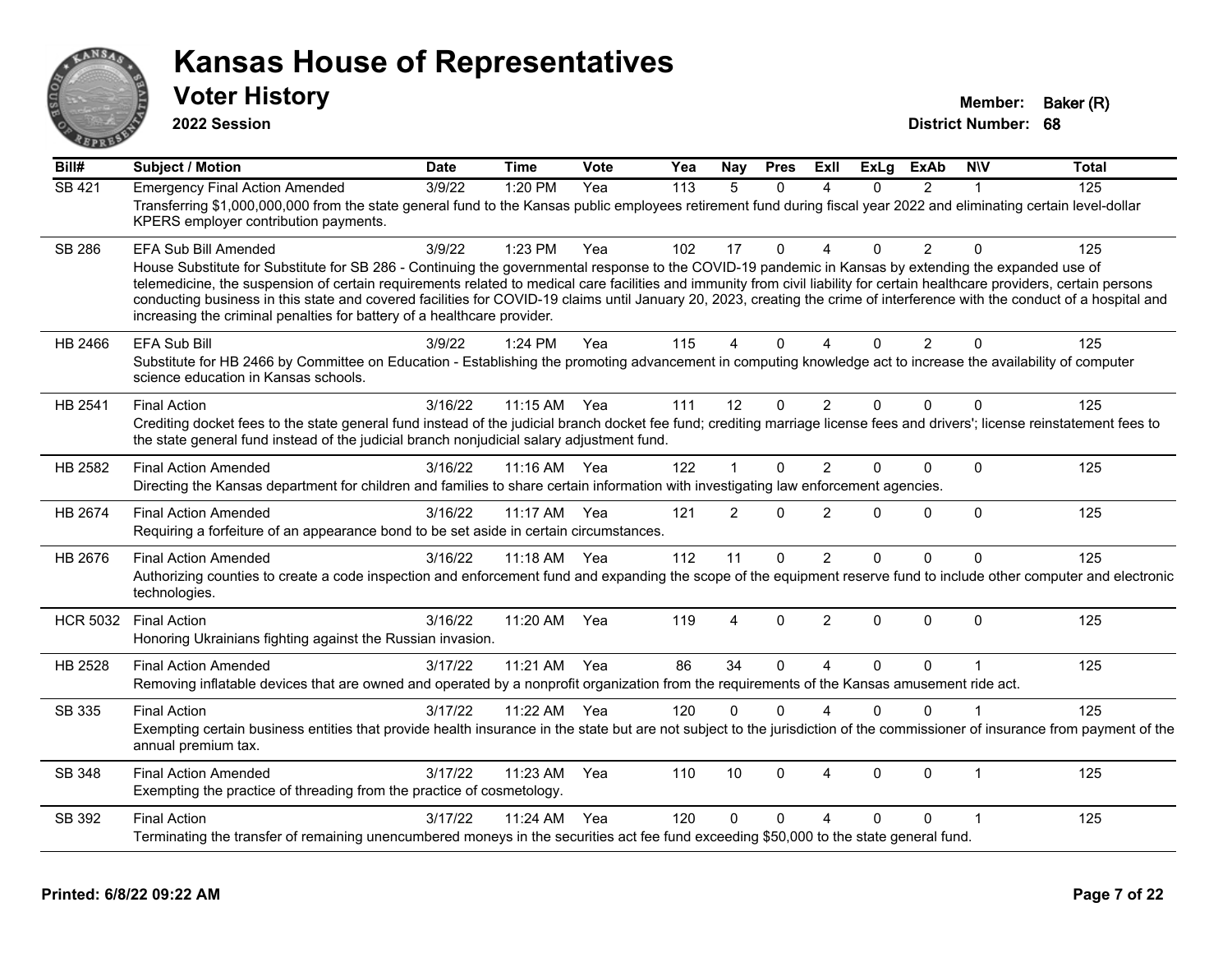# Kansas House of Representatives

## Voter History

**2022 Session**

**Member:** Baker (R)
**District Number:** 68

| Bill# | Subject / Motion | Date | Time | Vote | Yea | Nay | Pres | ExII | ExLg | ExAb | N\V | Total |
|---|---|---|---|---|---|---|---|---|---|---|---|---|
| SB 421 | Emergency Final Action Amended | 3/9/22 | 1:20 PM | Yea | 113 | 5 | 0 | 4 | 0 | 2 | 1 | 125 |
| | Transferring $1,000,000,000 from the state general fund to the Kansas public employees retirement fund during fiscal year 2022 and eliminating certain level-dollar KPERS employer contribution payments. | | | | | | | | | | | |
| SB 286 | EFA Sub Bill Amended | 3/9/22 | 1:23 PM | Yea | 102 | 17 | 0 | 4 | 0 | 2 | 0 | 125 |
| | House Substitute for Substitute for SB 286 - Continuing the governmental response to the COVID-19 pandemic in Kansas by extending the expanded use of telemedicine, the suspension of certain requirements related to medical care facilities and immunity from civil liability for certain healthcare providers, certain persons conducting business in this state and covered facilities for COVID-19 claims until January 20, 2023, creating the crime of interference with the conduct of a hospital and increasing the criminal penalties for battery of a healthcare provider. | | | | | | | | | | | |
| HB 2466 | EFA Sub Bill | 3/9/22 | 1:24 PM | Yea | 115 | 4 | 0 | 4 | 0 | 2 | 0 | 125 |
| | Substitute for HB 2466 by Committee on Education - Establishing the promoting advancement in computing knowledge act to increase the availability of computer science education in Kansas schools. | | | | | | | | | | | |
| HB 2541 | Final Action | 3/16/22 | 11:15 AM | Yea | 111 | 12 | 0 | 2 | 0 | 0 | 0 | 125 |
| | Crediting docket fees to the state general fund instead of the judicial branch docket fee fund; crediting marriage license fees and drivers'; license reinstatement fees to the state general fund instead of the judicial branch nonjudicial salary adjustment fund. | | | | | | | | | | | |
| HB 2582 | Final Action Amended | 3/16/22 | 11:16 AM | Yea | 122 | 1 | 0 | 2 | 0 | 0 | 0 | 125 |
| | Directing the Kansas department for children and families to share certain information with investigating law enforcement agencies. | | | | | | | | | | | |
| HB 2674 | Final Action Amended | 3/16/22 | 11:17 AM | Yea | 121 | 2 | 0 | 2 | 0 | 0 | 0 | 125 |
| | Requiring a forfeiture of an appearance bond to be set aside in certain circumstances. | | | | | | | | | | | |
| HB 2676 | Final Action Amended | 3/16/22 | 11:18 AM | Yea | 112 | 11 | 0 | 2 | 0 | 0 | 0 | 125 |
| | Authorizing counties to create a code inspection and enforcement fund and expanding the scope of the equipment reserve fund to include other computer and electronic technologies. | | | | | | | | | | | |
| HCR 5032 | Final Action | 3/16/22 | 11:20 AM | Yea | 119 | 4 | 0 | 2 | 0 | 0 | 0 | 125 |
| | Honoring Ukrainians fighting against the Russian invasion. | | | | | | | | | | | |
| HB 2528 | Final Action Amended | 3/17/22 | 11:21 AM | Yea | 86 | 34 | 0 | 4 | 0 | 0 | 1 | 125 |
| | Removing inflatable devices that are owned and operated by a nonprofit organization from the requirements of the Kansas amusement ride act. | | | | | | | | | | | |
| SB 335 | Final Action | 3/17/22 | 11:22 AM | Yea | 120 | 0 | 0 | 4 | 0 | 0 | 1 | 125 |
| | Exempting certain business entities that provide health insurance in the state but are not subject to the jurisdiction of the commissioner of insurance from payment of the annual premium tax. | | | | | | | | | | | |
| SB 348 | Final Action Amended | 3/17/22 | 11:23 AM | Yea | 110 | 10 | 0 | 4 | 0 | 0 | 1 | 125 |
| | Exempting the practice of threading from the practice of cosmetology. | | | | | | | | | | | |
| SB 392 | Final Action | 3/17/22 | 11:24 AM | Yea | 120 | 0 | 0 | 4 | 0 | 0 | 1 | 125 |
| | Terminating the transfer of remaining unencumbered moneys in the securities act fee fund exceeding $50,000 to the state general fund. | | | | | | | | | | | |

Printed: 6/8/22 09:22 AM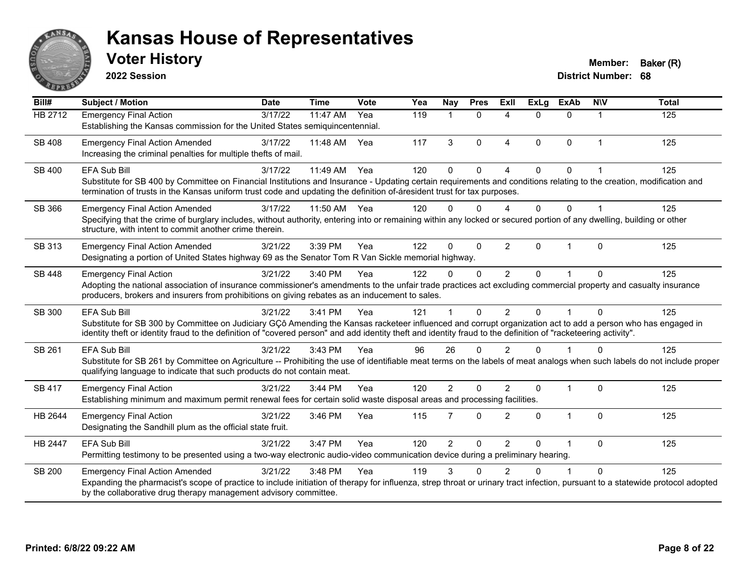# Kansas House of Representatives

## Voter History

**2022 Session**

**Member:** Baker (R)
**District Number:** 68

| Bill# | Subject / Motion | Date | Time | Vote | Yea | Nay | Pres | ExII | ExLg | ExAb | N\V | Total |
|---|---|---|---|---|---|---|---|---|---|---|---|---|
| HB 2712 | Emergency Final Action<br>Establishing the Kansas commission for the United States semiquincentennial. | 3/17/22 | 11:47 AM | Yea | 119 | 1 | 0 | 4 | 0 | 0 | 1 | 125 |
| SB 408 | Emergency Final Action Amended<br>Increasing the criminal penalties for multiple thefts of mail. | 3/17/22 | 11:48 AM | Yea | 117 | 3 | 0 | 4 | 0 | 0 | 1 | 125 |
| SB 400 | EFA Sub Bill<br>Substitute for SB 400 by Committee on Financial Institutions and Insurance - Updating certain requirements and conditions relating to the creation, modification and termination of trusts in the Kansas uniform trust code and updating the definition of-áresident trust for tax purposes. | 3/17/22 | 11:49 AM | Yea | 120 | 0 | 0 | 4 | 0 | 0 | 1 | 125 |
| SB 366 | Emergency Final Action Amended<br>Specifying that the crime of burglary includes, without authority, entering into or remaining within any locked or secured portion of any dwelling, building or other structure, with intent to commit another crime therein. | 3/17/22 | 11:50 AM | Yea | 120 | 0 | 0 | 4 | 0 | 0 | 1 | 125 |
| SB 313 | Emergency Final Action Amended<br>Designating a portion of United States highway 69 as the Senator Tom R Van Sickle memorial highway. | 3/21/22 | 3:39 PM | Yea | 122 | 0 | 0 | 2 | 0 | 1 | 0 | 125 |
| SB 448 | Emergency Final Action<br>Adopting the national association of insurance commissioner's amendments to the unfair trade practices act excluding commercial property and casualty insurance producers, brokers and insurers from prohibitions on giving rebates as an inducement to sales. | 3/21/22 | 3:40 PM | Yea | 122 | 0 | 0 | 2 | 0 | 1 | 0 | 125 |
| SB 300 | EFA Sub Bill<br>Substitute for SB 300 by Committee on Judiciary GÇô Amending the Kansas racketeer influenced and corrupt organization act to add a person who has engaged in identity theft or identity fraud to the definition of "covered person" and add identity theft and identity fraud to the definition of "racketeering activity". | 3/21/22 | 3:41 PM | Yea | 121 | 1 | 0 | 2 | 0 | 1 | 0 | 125 |
| SB 261 | EFA Sub Bill<br>Substitute for SB 261 by Committee on Agriculture -- Prohibiting the use of identifiable meat terms on the labels of meat analogs when such labels do not include proper qualifying language to indicate that such products do not contain meat. | 3/21/22 | 3:43 PM | Yea | 96 | 26 | 0 | 2 | 0 | 1 | 0 | 125 |
| SB 417 | Emergency Final Action<br>Establishing minimum and maximum permit renewal fees for certain solid waste disposal areas and processing facilities. | 3/21/22 | 3:44 PM | Yea | 120 | 2 | 0 | 2 | 0 | 1 | 0 | 125 |
| HB 2644 | Emergency Final Action<br>Designating the Sandhill plum as the official state fruit. | 3/21/22 | 3:46 PM | Yea | 115 | 7 | 0 | 2 | 0 | 1 | 0 | 125 |
| HB 2447 | EFA Sub Bill<br>Permitting testimony to be presented using a two-way electronic audio-video communication device during a preliminary hearing. | 3/21/22 | 3:47 PM | Yea | 120 | 2 | 0 | 2 | 0 | 1 | 0 | 125 |
| SB 200 | Emergency Final Action Amended<br>Expanding the pharmacist's scope of practice to include initiation of therapy for influenza, strep throat or urinary tract infection, pursuant to a statewide protocol adopted by the collaborative drug therapy management advisory committee. | 3/21/22 | 3:48 PM | Yea | 119 | 3 | 0 | 2 | 0 | 1 | 0 | 125 |

Printed: 6/8/22 09:22 AM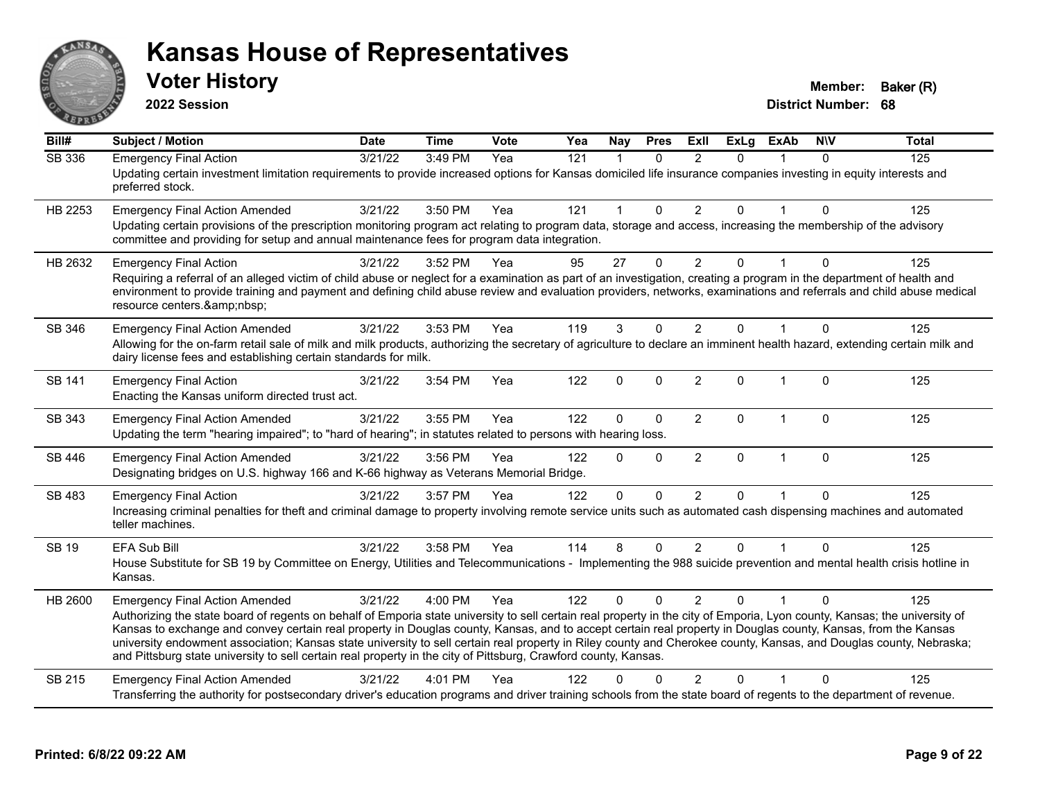# Kansas House of Representatives

## Voter History

**2022 Session**

**Member:** Baker (R)
**District Number:** 68

| Bill# | Subject / Motion | Date | Time | Vote | Yea | Nay | Pres | ExII | ExLg | ExAb | N\V | Total |
|---|---|---|---|---|---|---|---|---|---|---|---|---|
| SB 336 | Emergency Final Action | 3/21/22 | 3:49 PM | Yea | 121 | 1 | 0 | 2 | 0 | 1 | 0 | 125 |
| | Updating certain investment limitation requirements to provide increased options for Kansas domiciled life insurance companies investing in equity interests and preferred stock. | | | | | | | | | | | |
| HB 2253 | Emergency Final Action Amended | 3/21/22 | 3:50 PM | Yea | 121 | 1 | 0 | 2 | 0 | 1 | 0 | 125 |
| | Updating certain provisions of the prescription monitoring program act relating to program data, storage and access, increasing the membership of the advisory committee and providing for setup and annual maintenance fees for program data integration. | | | | | | | | | | | |
| HB 2632 | Emergency Final Action | 3/21/22 | 3:52 PM | Yea | 95 | 27 | 0 | 2 | 0 | 1 | 0 | 125 |
| | Requiring a referral of an alleged victim of child abuse or neglect for a examination as part of an investigation, creating a program in the department of health and environment to provide training and payment and defining child abuse review and evaluation providers, networks, examinations and referrals and child abuse medical resource centers.&amp;nbsp; | | | | | | | | | | | |
| SB 346 | Emergency Final Action Amended | 3/21/22 | 3:53 PM | Yea | 119 | 3 | 0 | 2 | 0 | 1 | 0 | 125 |
| | Allowing for the on-farm retail sale of milk and milk products, authorizing the secretary of agriculture to declare an imminent health hazard, extending certain milk and dairy license fees and establishing certain standards for milk. | | | | | | | | | | | |
| SB 141 | Emergency Final Action | 3/21/22 | 3:54 PM | Yea | 122 | 0 | 0 | 2 | 0 | 1 | 0 | 125 |
| | Enacting the Kansas uniform directed trust act. | | | | | | | | | | | |
| SB 343 | Emergency Final Action Amended | 3/21/22 | 3:55 PM | Yea | 122 | 0 | 0 | 2 | 0 | 1 | 0 | 125 |
| | Updating the term "hearing impaired"; to "hard of hearing"; in statutes related to persons with hearing loss. | | | | | | | | | | | |
| SB 446 | Emergency Final Action Amended | 3/21/22 | 3:56 PM | Yea | 122 | 0 | 0 | 2 | 0 | 1 | 0 | 125 |
| | Designating bridges on U.S. highway 166 and K-66 highway as Veterans Memorial Bridge. | | | | | | | | | | | |
| SB 483 | Emergency Final Action | 3/21/22 | 3:57 PM | Yea | 122 | 0 | 0 | 2 | 0 | 1 | 0 | 125 |
| | Increasing criminal penalties for theft and criminal damage to property involving remote service units such as automated cash dispensing machines and automated teller machines. | | | | | | | | | | | |
| SB 19 | EFA Sub Bill | 3/21/22 | 3:58 PM | Yea | 114 | 8 | 0 | 2 | 0 | 1 | 0 | 125 |
| | House Substitute for SB 19 by Committee on Energy, Utilities and Telecommunications - Implementing the 988 suicide prevention and mental health crisis hotline in Kansas. | | | | | | | | | | | |
| HB 2600 | Emergency Final Action Amended | 3/21/22 | 4:00 PM | Yea | 122 | 0 | 0 | 2 | 0 | 1 | 0 | 125 |
| | Authorizing the state board of regents on behalf of Emporia state university to sell certain real property in the city of Emporia, Lyon county, Kansas; the university of Kansas to exchange and convey certain real property in Douglas county, Kansas, and to accept certain real property in Douglas county, Kansas, from the Kansas university endowment association; Kansas state university to sell certain real property in Riley county and Cherokee county, Kansas, and Douglas county, Nebraska; and Pittsburg state university to sell certain real property in the city of Pittsburg, Crawford county, Kansas. | | | | | | | | | | | |
| SB 215 | Emergency Final Action Amended | 3/21/22 | 4:01 PM | Yea | 122 | 0 | 0 | 2 | 0 | 1 | 0 | 125 |
| | Transferring the authority for postsecondary driver's education programs and driver training schools from the state board of regents to the department of revenue. | | | | | | | | | | | |

**Printed: 6/8/22 09:22 AM**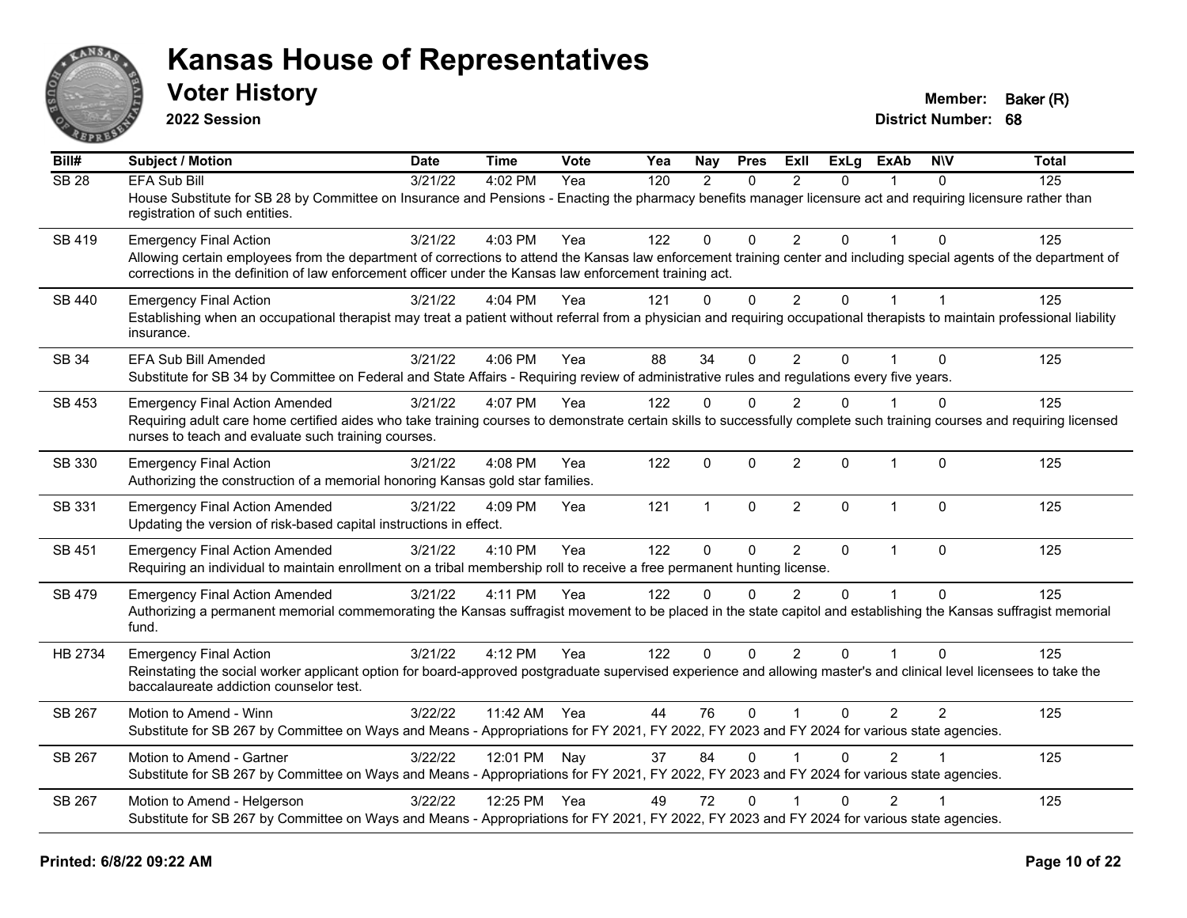# Kansas House of Representatives

## Voter History

**2022 Session**

**Member:** Baker (R)
**District Number:** 68

| Bill# | Subject / Motion | Date | Time | Vote | Yea | Nay | Pres | ExII | ExLg | ExAb | N\V | Total |
|---|---|---|---|---|---|---|---|---|---|---|---|---|
| SB 28 | EFA Sub Bill | 3/21/22 | 4:02 PM | Yea | 120 | 2 | 0 | 2 | 0 | 1 | 0 | 125 |
| | House Substitute for SB 28 by Committee on Insurance and Pensions - Enacting the pharmacy benefits manager licensure act and requiring licensure rather than registration of such entities. | | | | | | | | | | | |
| SB 419 | Emergency Final Action | 3/21/22 | 4:03 PM | Yea | 122 | 0 | 0 | 2 | 0 | 1 | 0 | 125 |
| | Allowing certain employees from the department of corrections to attend the Kansas law enforcement training center and including special agents of the department of corrections in the definition of law enforcement officer under the Kansas law enforcement training act. | | | | | | | | | | | |
| SB 440 | Emergency Final Action | 3/21/22 | 4:04 PM | Yea | 121 | 0 | 0 | 2 | 0 | 1 | 1 | 125 |
| | Establishing when an occupational therapist may treat a patient without referral from a physician and requiring occupational therapists to maintain professional liability insurance. | | | | | | | | | | | |
| SB 34 | EFA Sub Bill Amended | 3/21/22 | 4:06 PM | Yea | 88 | 34 | 0 | 2 | 0 | 1 | 0 | 125 |
| | Substitute for SB 34 by Committee on Federal and State Affairs - Requiring review of administrative rules and regulations every five years. | | | | | | | | | | | |
| SB 453 | Emergency Final Action Amended | 3/21/22 | 4:07 PM | Yea | 122 | 0 | 0 | 2 | 0 | 1 | 0 | 125 |
| | Requiring adult care home certified aides who take training courses to demonstrate certain skills to successfully complete such training courses and requiring licensed nurses to teach and evaluate such training courses. | | | | | | | | | | | |
| SB 330 | Emergency Final Action | 3/21/22 | 4:08 PM | Yea | 122 | 0 | 0 | 2 | 0 | 1 | 0 | 125 |
| | Authorizing the construction of a memorial honoring Kansas gold star families. | | | | | | | | | | | |
| SB 331 | Emergency Final Action Amended | 3/21/22 | 4:09 PM | Yea | 121 | 1 | 0 | 2 | 0 | 1 | 0 | 125 |
| | Updating the version of risk-based capital instructions in effect. | | | | | | | | | | | |
| SB 451 | Emergency Final Action Amended | 3/21/22 | 4:10 PM | Yea | 122 | 0 | 0 | 2 | 0 | 1 | 0 | 125 |
| | Requiring an individual to maintain enrollment on a tribal membership roll to receive a free permanent hunting license. | | | | | | | | | | | |
| SB 479 | Emergency Final Action Amended | 3/21/22 | 4:11 PM | Yea | 122 | 0 | 0 | 2 | 0 | 1 | 0 | 125 |
| | Authorizing a permanent memorial commemorating the Kansas suffragist movement to be placed in the state capitol and establishing the Kansas suffragist memorial fund. | | | | | | | | | | | |
| HB 2734 | Emergency Final Action | 3/21/22 | 4:12 PM | Yea | 122 | 0 | 0 | 2 | 0 | 1 | 0 | 125 |
| | Reinstating the social worker applicant option for board-approved postgraduate supervised experience and allowing master's and clinical level licensees to take the baccalaureate addiction counselor test. | | | | | | | | | | | |
| SB 267 | Motion to Amend - Winn | 3/22/22 | 11:42 AM | Yea | 44 | 76 | 0 | 1 | 0 | 2 | 2 | 125 |
| | Substitute for SB 267 by Committee on Ways and Means - Appropriations for FY 2021, FY 2022, FY 2023 and FY 2024 for various state agencies. | | | | | | | | | | | |
| SB 267 | Motion to Amend - Gartner | 3/22/22 | 12:01 PM | Nay | 37 | 84 | 0 | 1 | 0 | 2 | 1 | 125 |
| | Substitute for SB 267 by Committee on Ways and Means - Appropriations for FY 2021, FY 2022, FY 2023 and FY 2024 for various state agencies. | | | | | | | | | | | |
| SB 267 | Motion to Amend - Helgerson | 3/22/22 | 12:25 PM | Yea | 49 | 72 | 0 | 1 | 0 | 2 | 1 | 125 |
| | Substitute for SB 267 by Committee on Ways and Means - Appropriations for FY 2021, FY 2022, FY 2023 and FY 2024 for various state agencies. | | | | | | | | | | | |

**Printed: 6/8/22 09:22 AM**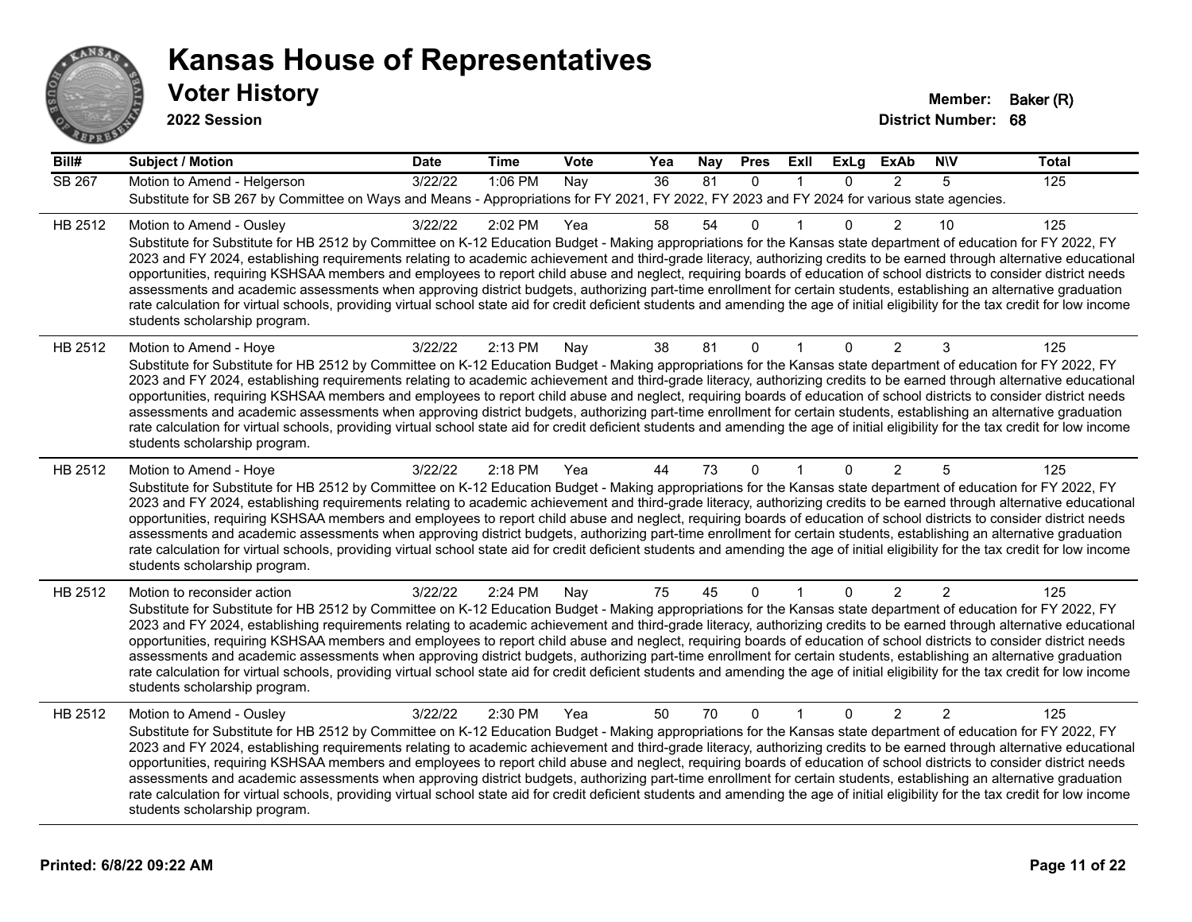# Kansas House of Representatives

## Voter History

**2022 Session**

**Member:** Baker (R)
**District Number:** 68

| Bill# | Subject / Motion | Date | Time | Vote | Yea | Nay | Pres | ExII | ExLg | ExAb | N\V | Total |
|---|---|---|---|---|---|---|---|---|---|---|---|---|
| SB 267 | Motion to Amend - Helgerson | 3/22/22 | 1:06 PM | Nay | 36 | 81 | 0 | 1 | 0 | 2 | 5 | 125 |
| | Substitute for SB 267 by Committee on Ways and Means - Appropriations for FY 2021, FY 2022, FY 2023 and FY 2024 for various state agencies. | | | | | | | | | | | |
| HB 2512 | Motion to Amend - Ousley | 3/22/22 | 2:02 PM | Yea | 58 | 54 | 0 | 1 | 0 | 2 | 10 | 125 |
| | Substitute for Substitute for HB 2512 by Committee on K-12 Education Budget - Making appropriations for the Kansas state department of education for FY 2022, FY 2023 and FY 2024, establishing requirements relating to academic achievement and third-grade literacy, authorizing credits to be earned through alternative educational opportunities, requiring KSHSAA members and employees to report child abuse and neglect, requiring boards of education of school districts to consider district needs assessments and academic assessments when approving district budgets, authorizing part-time enrollment for certain students, establishing an alternative graduation rate calculation for virtual schools, providing virtual school state aid for credit deficient students and amending the age of initial eligibility for the tax credit for low income students scholarship program. | | | | | | | | | | | |
| HB 2512 | Motion to Amend - Hoye | 3/22/22 | 2:13 PM | Nay | 38 | 81 | 0 | 1 | 0 | 2 | 3 | 125 |
| | Substitute for Substitute for HB 2512 by Committee on K-12 Education Budget - Making appropriations for the Kansas state department of education for FY 2022, FY 2023 and FY 2024, establishing requirements relating to academic achievement and third-grade literacy, authorizing credits to be earned through alternative educational opportunities, requiring KSHSAA members and employees to report child abuse and neglect, requiring boards of education of school districts to consider district needs assessments and academic assessments when approving district budgets, authorizing part-time enrollment for certain students, establishing an alternative graduation rate calculation for virtual schools, providing virtual school state aid for credit deficient students and amending the age of initial eligibility for the tax credit for low income students scholarship program. | | | | | | | | | | | |
| HB 2512 | Motion to Amend - Hoye | 3/22/22 | 2:18 PM | Yea | 44 | 73 | 0 | 1 | 0 | 2 | 5 | 125 |
| | Substitute for Substitute for HB 2512 by Committee on K-12 Education Budget - Making appropriations for the Kansas state department of education for FY 2022, FY 2023 and FY 2024, establishing requirements relating to academic achievement and third-grade literacy, authorizing credits to be earned through alternative educational opportunities, requiring KSHSAA members and employees to report child abuse and neglect, requiring boards of education of school districts to consider district needs assessments and academic assessments when approving district budgets, authorizing part-time enrollment for certain students, establishing an alternative graduation rate calculation for virtual schools, providing virtual school state aid for credit deficient students and amending the age of initial eligibility for the tax credit for low income students scholarship program. | | | | | | | | | | | |
| HB 2512 | Motion to reconsider action | 3/22/22 | 2:24 PM | Nay | 75 | 45 | 0 | 1 | 0 | 2 | 2 | 125 |
| | Substitute for Substitute for HB 2512 by Committee on K-12 Education Budget - Making appropriations for the Kansas state department of education for FY 2022, FY 2023 and FY 2024, establishing requirements relating to academic achievement and third-grade literacy, authorizing credits to be earned through alternative educational opportunities, requiring KSHSAA members and employees to report child abuse and neglect, requiring boards of education of school districts to consider district needs assessments and academic assessments when approving district budgets, authorizing part-time enrollment for certain students, establishing an alternative graduation rate calculation for virtual schools, providing virtual school state aid for credit deficient students and amending the age of initial eligibility for the tax credit for low income students scholarship program. | | | | | | | | | | | |
| HB 2512 | Motion to Amend - Ousley | 3/22/22 | 2:30 PM | Yea | 50 | 70 | 0 | 1 | 0 | 2 | 2 | 125 |
| | Substitute for Substitute for HB 2512 by Committee on K-12 Education Budget - Making appropriations for the Kansas state department of education for FY 2022, FY 2023 and FY 2024, establishing requirements relating to academic achievement and third-grade literacy, authorizing credits to be earned through alternative educational opportunities, requiring KSHSAA members and employees to report child abuse and neglect, requiring boards of education of school districts to consider district needs assessments and academic assessments when approving district budgets, authorizing part-time enrollment for certain students, establishing an alternative graduation rate calculation for virtual schools, providing virtual school state aid for credit deficient students and amending the age of initial eligibility for the tax credit for low income students scholarship program. | | | | | | | | | | | |

**Printed: 6/8/22 09:22 AM**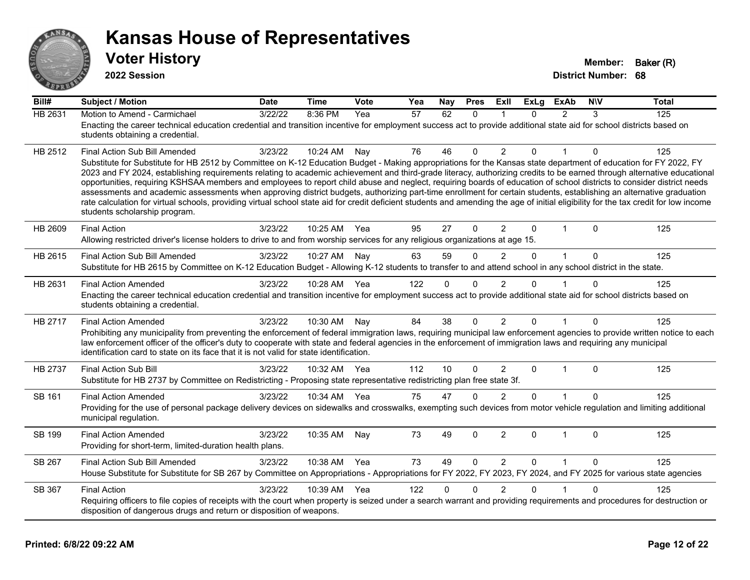# Kansas House of Representatives

## Voter History

**2022 Session**

**Member:** Baker (R)
**District Number:** 68

| Bill# | Subject / Motion | Date | Time | Vote | Yea | Nay | Pres | ExII | ExLg | ExAb | N\V | Total |
|---|---|---|---|---|---|---|---|---|---|---|---|---|
| HB 2631 | Motion to Amend - Carmichael | 3/22/22 | 8:36 PM | Yea | 57 | 62 | 0 | 1 | 0 | 2 | 3 | 125 |
| | Enacting the career technical education credential and transition incentive for employment success act to provide additional state aid for school districts based on students obtaining a credential. | | | | | | | | | | | |
| HB 2512 | Final Action Sub Bill Amended | 3/23/22 | 10:24 AM | Nay | 76 | 46 | 0 | 2 | 0 | 1 | 0 | 125 |
| | Substitute for Substitute for HB 2512 by Committee on K-12 Education Budget - Making appropriations for the Kansas state department of education for FY 2022, FY 2023 and FY 2024, establishing requirements relating to academic achievement and third-grade literacy, authorizing credits to be earned through alternative educational opportunities, requiring KSHSAA members and employees to report child abuse and neglect, requiring boards of education of school districts to consider district needs assessments and academic assessments when approving district budgets, authorizing part-time enrollment for certain students, establishing an alternative graduation rate calculation for virtual schools, providing virtual school state aid for credit deficient students and amending the age of initial eligibility for the tax credit for low income students scholarship program. | | | | | | | | | | | |
| HB 2609 | Final Action | 3/23/22 | 10:25 AM | Yea | 95 | 27 | 0 | 2 | 0 | 1 | 0 | 125 |
| | Allowing restricted driver's license holders to drive to and from worship services for any religious organizations at age 15. | | | | | | | | | | | |
| HB 2615 | Final Action Sub Bill Amended | 3/23/22 | 10:27 AM | Nay | 63 | 59 | 0 | 2 | 0 | 1 | 0 | 125 |
| | Substitute for HB 2615 by Committee on K-12 Education Budget - Allowing K-12 students to transfer to and attend school in any school district in the state. | | | | | | | | | | | |
| HB 2631 | Final Action Amended | 3/23/22 | 10:28 AM | Yea | 122 | 0 | 0 | 2 | 0 | 1 | 0 | 125 |
| | Enacting the career technical education credential and transition incentive for employment success act to provide additional state aid for school districts based on students obtaining a credential. | | | | | | | | | | | |
| HB 2717 | Final Action Amended | 3/23/22 | 10:30 AM | Nay | 84 | 38 | 0 | 2 | 0 | 1 | 0 | 125 |
| | Prohibiting any municipality from preventing the enforcement of federal immigration laws, requiring municipal law enforcement agencies to provide written notice to each law enforcement officer of the officer's duty to cooperate with state and federal agencies in the enforcement of immigration laws and requiring any municipal identification card to state on its face that it is not valid for state identification. | | | | | | | | | | | |
| HB 2737 | Final Action Sub Bill | 3/23/22 | 10:32 AM | Yea | 112 | 10 | 0 | 2 | 0 | 1 | 0 | 125 |
| | Substitute for HB 2737 by Committee on Redistricting - Proposing state representative redistricting plan free state 3f. | | | | | | | | | | | |
| SB 161 | Final Action Amended | 3/23/22 | 10:34 AM | Yea | 75 | 47 | 0 | 2 | 0 | 1 | 0 | 125 |
| | Providing for the use of personal package delivery devices on sidewalks and crosswalks, exempting such devices from motor vehicle regulation and limiting additional municipal regulation. | | | | | | | | | | | |
| SB 199 | Final Action Amended | 3/23/22 | 10:35 AM | Nay | 73 | 49 | 0 | 2 | 0 | 1 | 0 | 125 |
| | Providing for short-term, limited-duration health plans. | | | | | | | | | | | |
| SB 267 | Final Action Sub Bill Amended | 3/23/22 | 10:38 AM | Yea | 73 | 49 | 0 | 2 | 0 | 1 | 0 | 125 |
| | House Substitute for Substitute for SB 267 by Committee on Appropriations - Appropriations for FY 2022, FY 2023, FY 2024, and FY 2025 for various state agencies | | | | | | | | | | | |
| SB 367 | Final Action | 3/23/22 | 10:39 AM | Yea | 122 | 0 | 0 | 2 | 0 | 1 | 0 | 125 |
| | Requiring officers to file copies of receipts with the court when property is seized under a search warrant and providing requirements and procedures for destruction or disposition of dangerous drugs and return or disposition of weapons. | | | | | | | | | | | |

**Printed: 6/8/22 09:22 AM**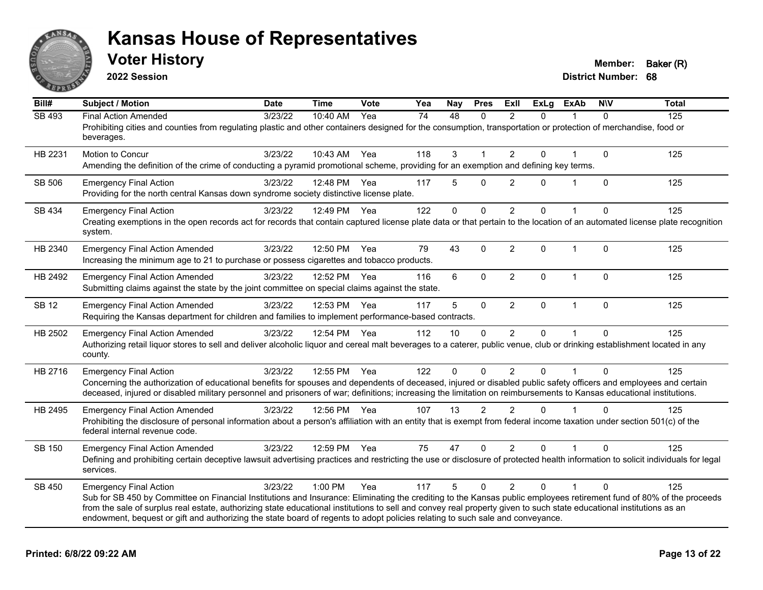# Kansas House of Representatives

## Voter History

**2022 Session**

**Member:** Baker (R)
**District Number:** 68

| Bill# | Subject / Motion | Date | Time | Vote | Yea | Nay | Pres | ExII | ExLg | ExAb | N\V | Total |
|---|---|---|---|---|---|---|---|---|---|---|---|---|
| SB 493 | Final Action Amended | 3/23/22 | 10:40 AM | Yea | 74 | 48 | 0 | 2 | 0 | 1 | 0 | 125 |
| | Prohibiting cities and counties from regulating plastic and other containers designed for the consumption, transportation or protection of merchandise, food or beverages. | | | | | | | | | | | |
| HB 2231 | Motion to Concur | 3/23/22 | 10:43 AM | Yea | 118 | 3 | 1 | 2 | 0 | 1 | 0 | 125 |
| | Amending the definition of the crime of conducting a pyramid promotional scheme, providing for an exemption and defining key terms. | | | | | | | | | | | |
| SB 506 | Emergency Final Action | 3/23/22 | 12:48 PM | Yea | 117 | 5 | 0 | 2 | 0 | 1 | 0 | 125 |
| | Providing for the north central Kansas down syndrome society distinctive license plate. | | | | | | | | | | | |
| SB 434 | Emergency Final Action | 3/23/22 | 12:49 PM | Yea | 122 | 0 | 0 | 2 | 0 | 1 | 0 | 125 |
| | Creating exemptions in the open records act for records that contain captured license plate data or that pertain to the location of an automated license plate recognition system. | | | | | | | | | | | |
| HB 2340 | Emergency Final Action Amended | 3/23/22 | 12:50 PM | Yea | 79 | 43 | 0 | 2 | 0 | 1 | 0 | 125 |
| | Increasing the minimum age to 21 to purchase or possess cigarettes and tobacco products. | | | | | | | | | | | |
| HB 2492 | Emergency Final Action Amended | 3/23/22 | 12:52 PM | Yea | 116 | 6 | 0 | 2 | 0 | 1 | 0 | 125 |
| | Submitting claims against the state by the joint committee on special claims against the state. | | | | | | | | | | | |
| SB 12 | Emergency Final Action Amended | 3/23/22 | 12:53 PM | Yea | 117 | 5 | 0 | 2 | 0 | 1 | 0 | 125 |
| | Requiring the Kansas department for children and families to implement performance-based contracts. | | | | | | | | | | | |
| HB 2502 | Emergency Final Action Amended | 3/23/22 | 12:54 PM | Yea | 112 | 10 | 0 | 2 | 0 | 1 | 0 | 125 |
| | Authorizing retail liquor stores to sell and deliver alcoholic liquor and cereal malt beverages to a caterer, public venue, club or drinking establishment located in any county. | | | | | | | | | | | |
| HB 2716 | Emergency Final Action | 3/23/22 | 12:55 PM | Yea | 122 | 0 | 0 | 2 | 0 | 1 | 0 | 125 |
| | Concerning the authorization of educational benefits for spouses and dependents of deceased, injured or disabled public safety officers and employees and certain deceased, injured or disabled military personnel and prisoners of war; definitions; increasing the limitation on reimbursements to Kansas educational institutions. | | | | | | | | | | | |
| HB 2495 | Emergency Final Action Amended | 3/23/22 | 12:56 PM | Yea | 107 | 13 | 2 | 2 | 0 | 1 | 0 | 125 |
| | Prohibiting the disclosure of personal information about a person's affiliation with an entity that is exempt from federal income taxation under section 501(c) of the federal internal revenue code. | | | | | | | | | | | |
| SB 150 | Emergency Final Action Amended | 3/23/22 | 12:59 PM | Yea | 75 | 47 | 0 | 2 | 0 | 1 | 0 | 125 |
| | Defining and prohibiting certain deceptive lawsuit advertising practices and restricting the use or disclosure of protected health information to solicit individuals for legal services. | | | | | | | | | | | |
| SB 450 | Emergency Final Action | 3/23/22 | 1:00 PM | Yea | 117 | 5 | 0 | 2 | 0 | 1 | 0 | 125 |
| | Sub for SB 450 by Committee on Financial Institutions and Insurance: Eliminating the crediting to the Kansas public employees retirement fund of 80% of the proceeds from the sale of surplus real estate, authorizing state educational institutions to sell and convey real property given to such state educational institutions as an endowment, bequest or gift and authorizing the state board of regents to adopt policies relating to such sale and conveyance. | | | | | | | | | | | |

**Printed: 6/8/22 09:22 AM**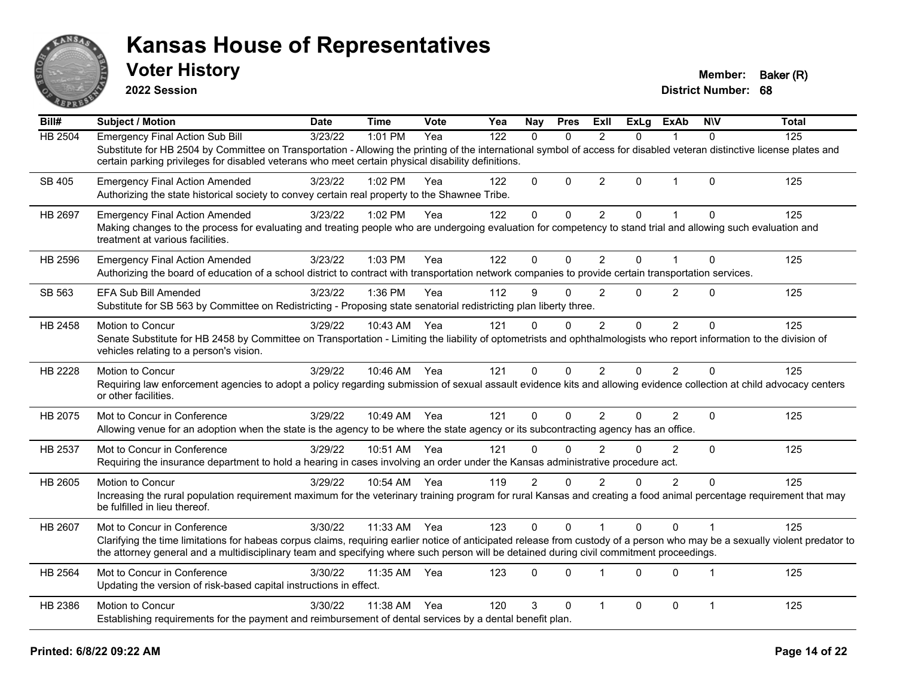# Kansas House of Representatives

## Voter History

**2022 Session**

**Member:** Baker (R)
**District Number:** 68

| Bill# | Subject / Motion | Date | Time | Vote | Yea | Nay | Pres | ExII | ExLg | ExAb | N\V | Total |
|---|---|---|---|---|---|---|---|---|---|---|---|---|
| HB 2504 | Emergency Final Action Sub Bill | 3/23/22 | 1:01 PM | Yea | 122 | 0 | 0 | 2 | 0 | 1 | 0 | 125 |
| | Substitute for HB 2504 by Committee on Transportation - Allowing the printing of the international symbol of access for disabled veteran distinctive license plates and certain parking privileges for disabled veterans who meet certain physical disability definitions. | | | | | | | | | | | |
| SB 405 | Emergency Final Action Amended | 3/23/22 | 1:02 PM | Yea | 122 | 0 | 0 | 2 | 0 | 1 | 0 | 125 |
| | Authorizing the state historical society to convey certain real property to the Shawnee Tribe. | | | | | | | | | | | |
| HB 2697 | Emergency Final Action Amended | 3/23/22 | 1:02 PM | Yea | 122 | 0 | 0 | 2 | 0 | 1 | 0 | 125 |
| | Making changes to the process for evaluating and treating people who are undergoing evaluation for competency to stand trial and allowing such evaluation and treatment at various facilities. | | | | | | | | | | | |
| HB 2596 | Emergency Final Action Amended | 3/23/22 | 1:03 PM | Yea | 122 | 0 | 0 | 2 | 0 | 1 | 0 | 125 |
| | Authorizing the board of education of a school district to contract with transportation network companies to provide certain transportation services. | | | | | | | | | | | |
| SB 563 | EFA Sub Bill Amended | 3/23/22 | 1:36 PM | Yea | 112 | 9 | 0 | 2 | 0 | 2 | 0 | 125 |
| | Substitute for SB 563 by Committee on Redistricting - Proposing state senatorial redistricting plan liberty three. | | | | | | | | | | | |
| HB 2458 | Motion to Concur | 3/29/22 | 10:43 AM | Yea | 121 | 0 | 0 | 2 | 0 | 2 | 0 | 125 |
| | Senate Substitute for HB 2458 by Committee on Transportation - Limiting the liability of optometrists and ophthalmologists who report information to the division of vehicles relating to a person's vision. | | | | | | | | | | | |
| HB 2228 | Motion to Concur | 3/29/22 | 10:46 AM | Yea | 121 | 0 | 0 | 2 | 0 | 2 | 0 | 125 |
| | Requiring law enforcement agencies to adopt a policy regarding submission of sexual assault evidence kits and allowing evidence collection at child advocacy centers or other facilities. | | | | | | | | | | | |
| HB 2075 | Mot to Concur in Conference | 3/29/22 | 10:49 AM | Yea | 121 | 0 | 0 | 2 | 0 | 2 | 0 | 125 |
| | Allowing venue for an adoption when the state is the agency to be where the state agency or its subcontracting agency has an office. | | | | | | | | | | | |
| HB 2537 | Mot to Concur in Conference | 3/29/22 | 10:51 AM | Yea | 121 | 0 | 0 | 2 | 0 | 2 | 0 | 125 |
| | Requiring the insurance department to hold a hearing in cases involving an order under the Kansas administrative procedure act. | | | | | | | | | | | |
| HB 2605 | Motion to Concur | 3/29/22 | 10:54 AM | Yea | 119 | 2 | 0 | 2 | 0 | 2 | 0 | 125 |
| | Increasing the rural population requirement maximum for the veterinary training program for rural Kansas and creating a food animal percentage requirement that may be fulfilled in lieu thereof. | | | | | | | | | | | |
| HB 2607 | Mot to Concur in Conference | 3/30/22 | 11:33 AM | Yea | 123 | 0 | 0 | 1 | 0 | 0 | 1 | 125 |
| | Clarifying the time limitations for habeas corpus claims, requiring earlier notice of anticipated release from custody of a person who may be a sexually violent predator to the attorney general and a multidisciplinary team and specifying where such person will be detained during civil commitment proceedings. | | | | | | | | | | | |
| HB 2564 | Mot to Concur in Conference | 3/30/22 | 11:35 AM | Yea | 123 | 0 | 0 | 1 | 0 | 0 | 1 | 125 |
| | Updating the version of risk-based capital instructions in effect. | | | | | | | | | | | |
| HB 2386 | Motion to Concur | 3/30/22 | 11:38 AM | Yea | 120 | 3 | 0 | 1 | 0 | 0 | 1 | 125 |
| | Establishing requirements for the payment and reimbursement of dental services by a dental benefit plan. | | | | | | | | | | | |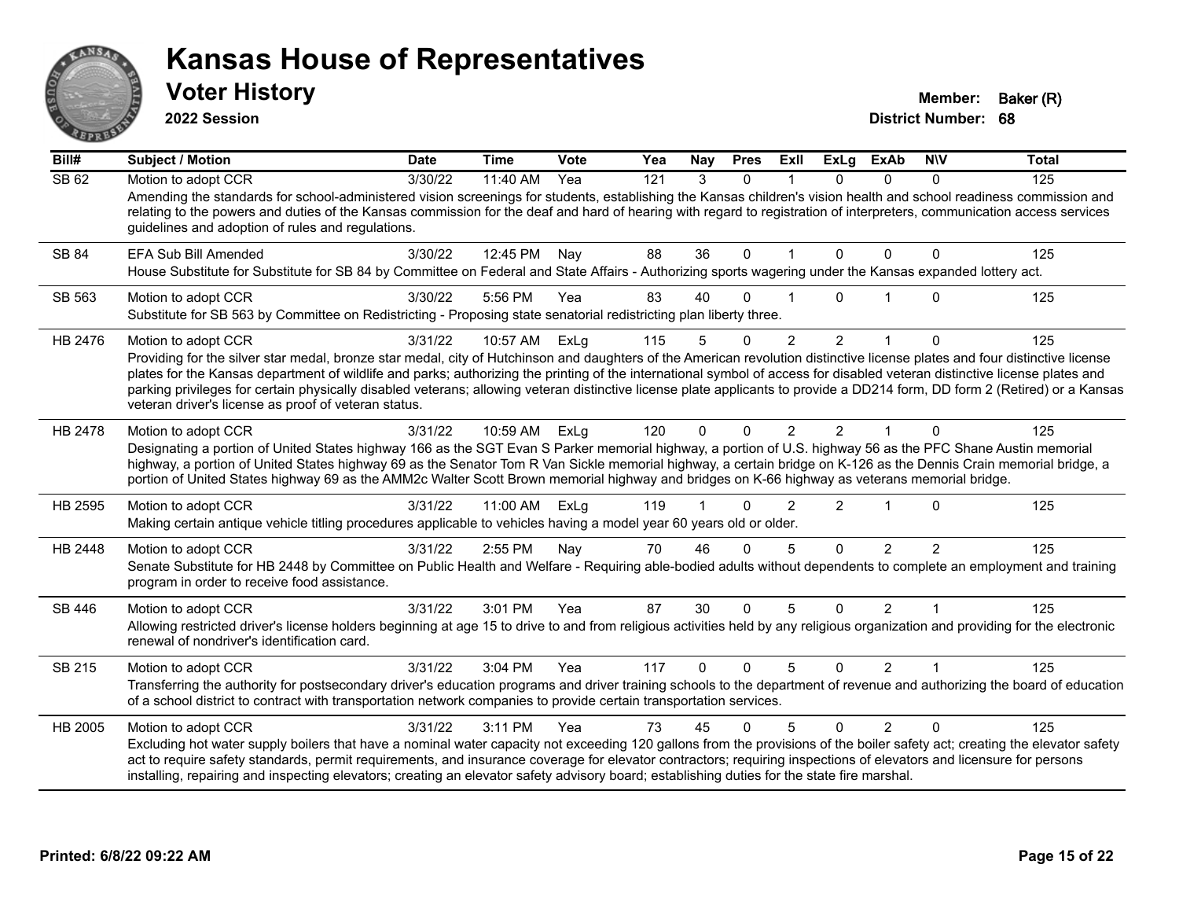# Kansas House of Representatives

## Voter History

**2022 Session**

**Member:** Baker (R)
**District Number:** 68

| Bill# | Subject / Motion | Date | Time | Vote | Yea | Nay | Pres | ExII | ExLg | ExAb | N\V | Total |
|---|---|---|---|---|---|---|---|---|---|---|---|---|
| SB 62 | Motion to adopt CCR | 3/30/22 | 11:40 AM | Yea | 121 | 3 | 0 | 1 | 0 | 0 | 0 | 125 |
| | Amending the standards for school-administered vision screenings for students, establishing the Kansas children's vision health and school readiness commission and relating to the powers and duties of the Kansas commission for the deaf and hard of hearing with regard to registration of interpreters, communication access services guidelines and adoption of rules and regulations. | | | | | | | | | | | |
| SB 84 | EFA Sub Bill Amended | 3/30/22 | 12:45 PM | Nay | 88 | 36 | 0 | 1 | 0 | 0 | 0 | 125 |
| | House Substitute for Substitute for SB 84 by Committee on Federal and State Affairs - Authorizing sports wagering under the Kansas expanded lottery act. | | | | | | | | | | | |
| SB 563 | Motion to adopt CCR | 3/30/22 | 5:56 PM | Yea | 83 | 40 | 0 | 1 | 0 | 1 | 0 | 125 |
| | Substitute for SB 563 by Committee on Redistricting - Proposing state senatorial redistricting plan liberty three. | | | | | | | | | | | |
| HB 2476 | Motion to adopt CCR | 3/31/22 | 10:57 AM | ExLg | 115 | 5 | 0 | 2 | 2 | 1 | 0 | 125 |
| | Providing for the silver star medal, bronze star medal, city of Hutchinson and daughters of the American revolution distinctive license plates and four distinctive license plates for the Kansas department of wildlife and parks; authorizing the printing of the international symbol of access for disabled veteran distinctive license plates and parking privileges for certain physically disabled veterans; allowing veteran distinctive license plate applicants to provide a DD214 form, DD form 2 (Retired) or a Kansas veteran driver's license as proof of veteran status. | | | | | | | | | | | |
| HB 2478 | Motion to adopt CCR | 3/31/22 | 10:59 AM | ExLg | 120 | 0 | 0 | 2 | 2 | 1 | 0 | 125 |
| | Designating a portion of United States highway 166 as the SGT Evan S Parker memorial highway, a portion of U.S. highway 56 as the PFC Shane Austin memorial highway, a portion of United States highway 69 as the Senator Tom R Van Sickle memorial highway, a certain bridge on K-126 as the Dennis Crain memorial bridge, a portion of United States highway 69 as the AMM2c Walter Scott Brown memorial highway and bridges on K-66 highway as veterans memorial bridge. | | | | | | | | | | | |
| HB 2595 | Motion to adopt CCR | 3/31/22 | 11:00 AM | ExLg | 119 | 1 | 0 | 2 | 2 | 1 | 0 | 125 |
| | Making certain antique vehicle titling procedures applicable to vehicles having a model year 60 years old or older. | | | | | | | | | | | |
| HB 2448 | Motion to adopt CCR | 3/31/22 | 2:55 PM | Nay | 70 | 46 | 0 | 5 | 0 | 2 | 2 | 125 |
| | Senate Substitute for HB 2448 by Committee on Public Health and Welfare - Requiring able-bodied adults without dependents to complete an employment and training program in order to receive food assistance. | | | | | | | | | | | |
| SB 446 | Motion to adopt CCR | 3/31/22 | 3:01 PM | Yea | 87 | 30 | 0 | 5 | 0 | 2 | 1 | 125 |
| | Allowing restricted driver's license holders beginning at age 15 to drive to and from religious activities held by any religious organization and providing for the electronic renewal of nondriver's identification card. | | | | | | | | | | | |
| SB 215 | Motion to adopt CCR | 3/31/22 | 3:04 PM | Yea | 117 | 0 | 0 | 5 | 0 | 2 | 1 | 125 |
| | Transferring the authority for postsecondary driver's education programs and driver training schools to the department of revenue and authorizing the board of education of a school district to contract with transportation network companies to provide certain transportation services. | | | | | | | | | | | |
| HB 2005 | Motion to adopt CCR | 3/31/22 | 3:11 PM | Yea | 73 | 45 | 0 | 5 | 0 | 2 | 0 | 125 |
| | Excluding hot water supply boilers that have a nominal water capacity not exceeding 120 gallons from the provisions of the boiler safety act; creating the elevator safety act to require safety standards, permit requirements, and insurance coverage for elevator contractors; requiring inspections of elevators and licensure for persons installing, repairing and inspecting elevators; creating an elevator safety advisory board; establishing duties for the state fire marshal. | | | | | | | | | | | |

**Printed: 6/8/22 09:22 AM**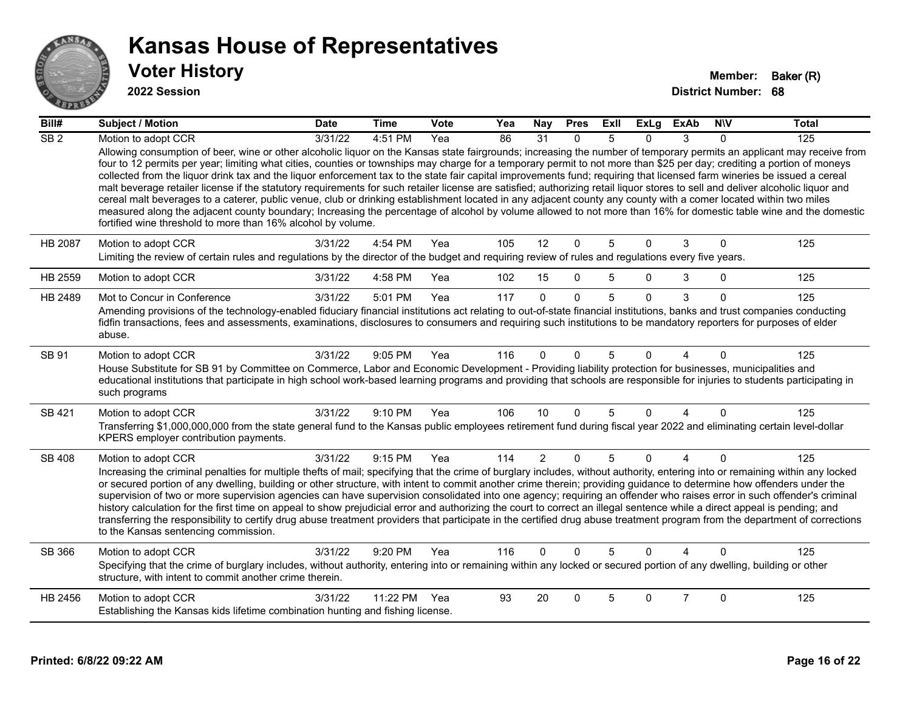# Kansas House of Representatives

## Voter History

**2022 Session**

**Member:** Baker (R)

**District Number:** 68

| Bill# | Subject / Motion | Date | Time | Vote | Yea | Nay | Pres | ExII | ExLg | ExAb | N\V | Total |
|---|---|---|---|---|---|---|---|---|---|---|---|---|
| SB 2 | Motion to adopt CCR | 3/31/22 | 4:51 PM | Yea | 86 | 31 | 0 | 5 | 0 | 3 | 0 | 125 |
| | Allowing consumption of beer, wine or other alcoholic liquor on the Kansas state fairgrounds; increasing the number of temporary permits an applicant may receive from four to 12 permits per year; limiting what cities, counties or townships may charge for a temporary permit to not more than $25 per day; crediting a portion of moneys collected from the liquor drink tax and the liquor enforcement tax to the state fair capital improvements fund; requiring that licensed farm wineries be issued a cereal malt beverage retailer license if the statutory requirements for such retailer license are satisfied; authorizing retail liquor stores to sell and deliver alcoholic liquor and cereal malt beverages to a caterer, public venue, club or drinking establishment located in any adjacent county any county with a comer located within two miles measured along the adjacent county boundary; Increasing the percentage of alcohol by volume allowed to not more than 16% for domestic table wine and the domestic fortified wine threshold to more than 16% alcohol by volume. | | | | | | | | | | | |
| HB 2087 | Motion to adopt CCR | 3/31/22 | 4:54 PM | Yea | 105 | 12 | 0 | 5 | 0 | 3 | 0 | 125 |
| | Limiting the review of certain rules and regulations by the director of the budget and requiring review of rules and regulations every five years. | | | | | | | | | | | |
| HB 2559 | Motion to adopt CCR | 3/31/22 | 4:58 PM | Yea | 102 | 15 | 0 | 5 | 0 | 3 | 0 | 125 |
| HB 2489 | Mot to Concur in Conference | 3/31/22 | 5:01 PM | Yea | 117 | 0 | 0 | 5 | 0 | 3 | 0 | 125 |
| | Amending provisions of the technology-enabled fiduciary financial institutions act relating to out-of-state financial institutions, banks and trust companies conducting fidfin transactions, fees and assessments, examinations, disclosures to consumers and requiring such institutions to be mandatory reporters for purposes of elder abuse. | | | | | | | | | | | |
| SB 91 | Motion to adopt CCR | 3/31/22 | 9:05 PM | Yea | 116 | 0 | 0 | 5 | 0 | 4 | 0 | 125 |
| | House Substitute for SB 91 by Committee on Commerce, Labor and Economic Development - Providing liability protection for businesses, municipalities and educational institutions that participate in high school work-based learning programs and providing that schools are responsible for injuries to students participating in such programs | | | | | | | | | | | |
| SB 421 | Motion to adopt CCR | 3/31/22 | 9:10 PM | Yea | 106 | 10 | 0 | 5 | 0 | 4 | 0 | 125 |
| | Transferring $1,000,000,000 from the state general fund to the Kansas public employees retirement fund during fiscal year 2022 and eliminating certain level-dollar KPERS employer contribution payments. | | | | | | | | | | | |
| SB 408 | Motion to adopt CCR | 3/31/22 | 9:15 PM | Yea | 114 | 2 | 0 | 5 | 0 | 4 | 0 | 125 |
| | Increasing the criminal penalties for multiple thefts of mail; specifying that the crime of burglary includes, without authority, entering into or remaining within any locked or secured portion of any dwelling, building or other structure, with intent to commit another crime therein; providing guidance to determine how offenders under the supervision of two or more supervision agencies can have supervision consolidated into one agency; requiring an offender who raises error in such offender's criminal history calculation for the first time on appeal to show prejudicial error and authorizing the court to correct an illegal sentence while a direct appeal is pending; and transferring the responsibility to certify drug abuse treatment providers that participate in the certified drug abuse treatment program from the department of corrections to the Kansas sentencing commission. | | | | | | | | | | | |
| SB 366 | Motion to adopt CCR | 3/31/22 | 9:20 PM | Yea | 116 | 0 | 0 | 5 | 0 | 4 | 0 | 125 |
| | Specifying that the crime of burglary includes, without authority, entering into or remaining within any locked or secured portion of any dwelling, building or other structure, with intent to commit another crime therein. | | | | | | | | | | | |
| HB 2456 | Motion to adopt CCR | 3/31/22 | 11:22 PM | Yea | 93 | 20 | 0 | 5 | 0 | 7 | 0 | 125 |
| | Establishing the Kansas kids lifetime combination hunting and fishing license. | | | | | | | | | | | |

Printed: 6/8/22 09:22 AM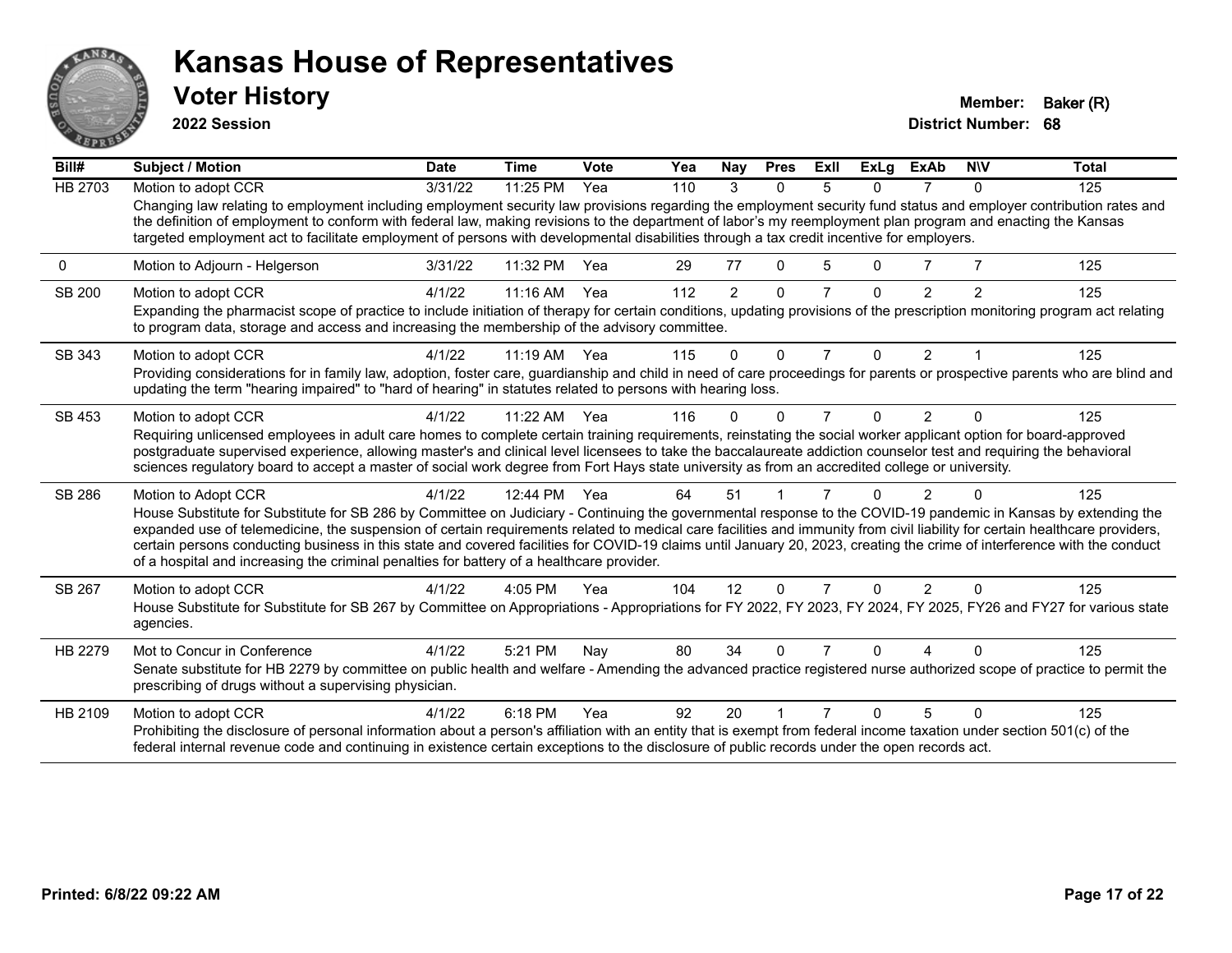# Kansas House of Representatives

## Voter History

**2022 Session**

**Member:** Baker (R)
**District Number:** 68

| Bill# | Subject / Motion | Date | Time | Vote | Yea | Nay | Pres | ExII | ExLg | ExAb | N\V | Total |
|---|---|---|---|---|---|---|---|---|---|---|---|---|
| HB 2703 | Motion to adopt CCR | 3/31/22 | 11:25 PM | Yea | 110 | 3 | 0 | 5 | 0 | 7 | 0 | 125 |
| | Changing law relating to employment including employment security law provisions regarding the employment security fund status and employer contribution rates and the definition of employment to conform with federal law, making revisions to the department of labor's my reemployment plan program and enacting the Kansas targeted employment act to facilitate employment of persons with developmental disabilities through a tax credit incentive for employers. | | | | | | | | | | | |
| 0 | Motion to Adjourn - Helgerson | 3/31/22 | 11:32 PM | Yea | 29 | 77 | 0 | 5 | 0 | 7 | 7 | 125 |
| SB 200 | Motion to adopt CCR | 4/1/22 | 11:16 AM | Yea | 112 | 2 | 0 | 7 | 0 | 2 | 2 | 125 |
| | Expanding the pharmacist scope of practice to include initiation of therapy for certain conditions, updating provisions of the prescription monitoring program act relating to program data, storage and access and increasing the membership of the advisory committee. | | | | | | | | | | | |
| SB 343 | Motion to adopt CCR | 4/1/22 | 11:19 AM | Yea | 115 | 0 | 0 | 7 | 0 | 2 | 1 | 125 |
| | Providing considerations for in family law, adoption, foster care, guardianship and child in need of care proceedings for parents or prospective parents who are blind and updating the term "hearing impaired" to "hard of hearing" in statutes related to persons with hearing loss. | | | | | | | | | | | |
| SB 453 | Motion to adopt CCR | 4/1/22 | 11:22 AM | Yea | 116 | 0 | 0 | 7 | 0 | 2 | 0 | 125 |
| | Requiring unlicensed employees in adult care homes to complete certain training requirements, reinstating the social worker applicant option for board-approved postgraduate supervised experience, allowing master's and clinical level licensees to take the baccalaureate addiction counselor test and requiring the behavioral sciences regulatory board to accept a master of social work degree from Fort Hays state university as from an accredited college or university. | | | | | | | | | | | |
| SB 286 | Motion to Adopt CCR | 4/1/22 | 12:44 PM | Yea | 64 | 51 | 1 | 7 | 0 | 2 | 0 | 125 |
| | House Substitute for Substitute for SB 286 by Committee on Judiciary - Continuing the governmental response to the COVID-19 pandemic in Kansas by extending the expanded use of telemedicine, the suspension of certain requirements related to medical care facilities and immunity from civil liability for certain healthcare providers, certain persons conducting business in this state and covered facilities for COVID-19 claims until January 20, 2023, creating the crime of interference with the conduct of a hospital and increasing the criminal penalties for battery of a healthcare provider. | | | | | | | | | | | |
| SB 267 | Motion to adopt CCR | 4/1/22 | 4:05 PM | Yea | 104 | 12 | 0 | 7 | 0 | 2 | 0 | 125 |
| | House Substitute for Substitute for SB 267 by Committee on Appropriations - Appropriations for FY 2022, FY 2023, FY 2024, FY 2025, FY26 and FY27 for various state agencies. | | | | | | | | | | | |
| HB 2279 | Mot to Concur in Conference | 4/1/22 | 5:21 PM | Nay | 80 | 34 | 0 | 7 | 0 | 4 | 0 | 125 |
| | Senate substitute for HB 2279 by committee on public health and welfare - Amending the advanced practice registered nurse authorized scope of practice to permit the prescribing of drugs without a supervising physician. | | | | | | | | | | | |
| HB 2109 | Motion to adopt CCR | 4/1/22 | 6:18 PM | Yea | 92 | 20 | 1 | 7 | 0 | 5 | 0 | 125 |
| | Prohibiting the disclosure of personal information about a person's affiliation with an entity that is exempt from federal income taxation under section 501(c) of the federal internal revenue code and continuing in existence certain exceptions to the disclosure of public records under the open records act. | | | | | | | | | | | |

Printed: 6/8/22 09:22 AM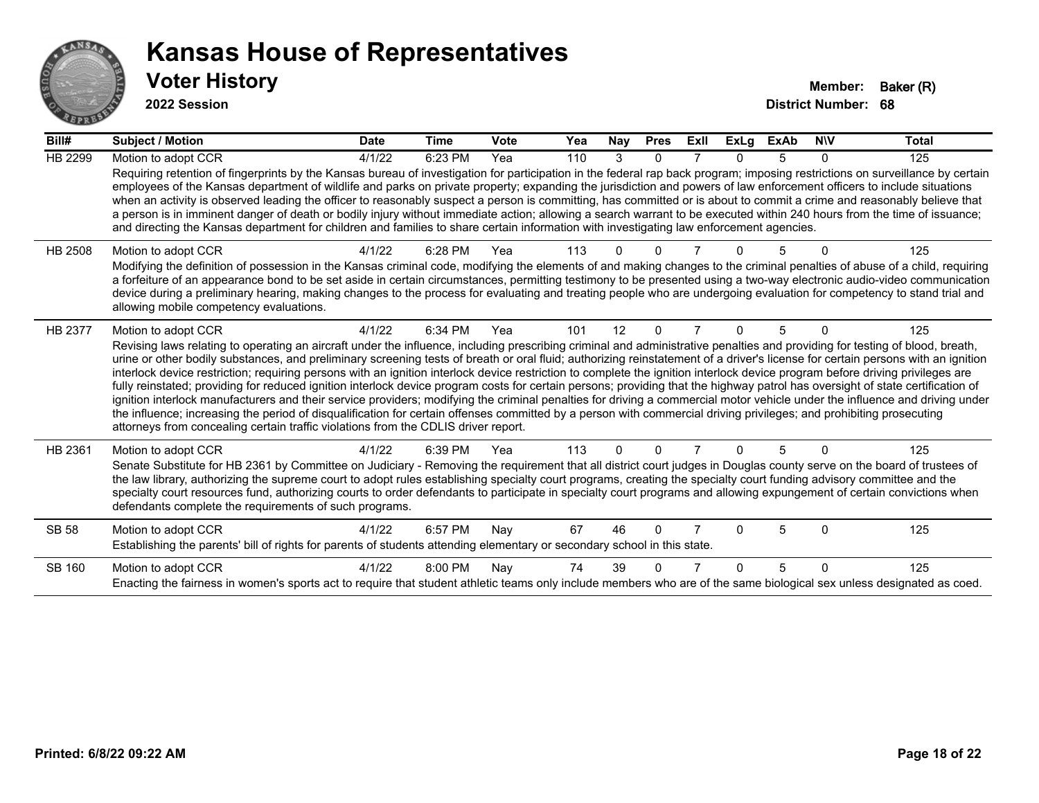# Kansas House of Representatives

## Voter History

**2022 Session**

**Member:** Baker (R)
**District Number:** 68

| Bill# | Subject / Motion | Date | Time | Vote | Yea | Nay | Pres | ExII | ExLg | ExAb | N\V | Total |
|---|---|---|---|---|---|---|---|---|---|---|---|---|
| HB 2299 | Motion to adopt CCR | 4/1/22 | 6:23 PM | Yea | 110 | 3 | 0 | 7 | 0 | 5 | 0 | 125 |
| | Requiring retention of fingerprints by the Kansas bureau of investigation for participation in the federal rap back program; imposing restrictions on surveillance by certain employees of the Kansas department of wildlife and parks on private property; expanding the jurisdiction and powers of law enforcement officers to include situations when an activity is observed leading the officer to reasonably suspect a person is committing, has committed or is about to commit a crime and reasonably believe that a person is in imminent danger of death or bodily injury without immediate action; allowing a search warrant to be executed within 240 hours from the time of issuance; and directing the Kansas department for children and families to share certain information with investigating law enforcement agencies. | | | | | | | | | | | |
| HB 2508 | Motion to adopt CCR | 4/1/22 | 6:28 PM | Yea | 113 | 0 | 0 | 7 | 0 | 5 | 0 | 125 |
| | Modifying the definition of possession in the Kansas criminal code, modifying the elements of and making changes to the criminal penalties of abuse of a child, requiring a forfeiture of an appearance bond to be set aside in certain circumstances, permitting testimony to be presented using a two-way electronic audio-video communication device during a preliminary hearing, making changes to the process for evaluating and treating people who are undergoing evaluation for competency to stand trial and allowing mobile competency evaluations. | | | | | | | | | | | |
| HB 2377 | Motion to adopt CCR | 4/1/22 | 6:34 PM | Yea | 101 | 12 | 0 | 7 | 0 | 5 | 0 | 125 |
| | Revising laws relating to operating an aircraft under the influence, including prescribing criminal and administrative penalties and providing for testing of blood, breath, urine or other bodily substances, and preliminary screening tests of breath or oral fluid; authorizing reinstatement of a driver's license for certain persons with an ignition interlock device restriction; requiring persons with an ignition interlock device restriction to complete the ignition interlock device program before driving privileges are fully reinstated; providing for reduced ignition interlock device program costs for certain persons; providing that the highway patrol has oversight of state certification of ignition interlock manufacturers and their service providers; modifying the criminal penalties for driving a commercial motor vehicle under the influence and driving under the influence; increasing the period of disqualification for certain offenses committed by a person with commercial driving privileges; and prohibiting prosecuting attorneys from concealing certain traffic violations from the CDLIS driver report. | | | | | | | | | | | |
| HB 2361 | Motion to adopt CCR | 4/1/22 | 6:39 PM | Yea | 113 | 0 | 0 | 7 | 0 | 5 | 0 | 125 |
| | Senate Substitute for HB 2361 by Committee on Judiciary - Removing the requirement that all district court judges in Douglas county serve on the board of trustees of the law library, authorizing the supreme court to adopt rules establishing specialty court programs, creating the specialty court funding advisory committee and the specialty court resources fund, authorizing courts to order defendants to participate in specialty court programs and allowing expungement of certain convictions when defendants complete the requirements of such programs. | | | | | | | | | | | |
| SB 58 | Motion to adopt CCR | 4/1/22 | 6:57 PM | Nay | 67 | 46 | 0 | 7 | 0 | 5 | 0 | 125 |
| | Establishing the parents' bill of rights for parents of students attending elementary or secondary school in this state. | | | | | | | | | | | |
| SB 160 | Motion to adopt CCR | 4/1/22 | 8:00 PM | Nay | 74 | 39 | 0 | 7 | 0 | 5 | 0 | 125 |
| | Enacting the fairness in women's sports act to require that student athletic teams only include members who are of the same biological sex unless designated as coed. | | | | | | | | | | | |

**Printed: 6/8/22 09:22 AM**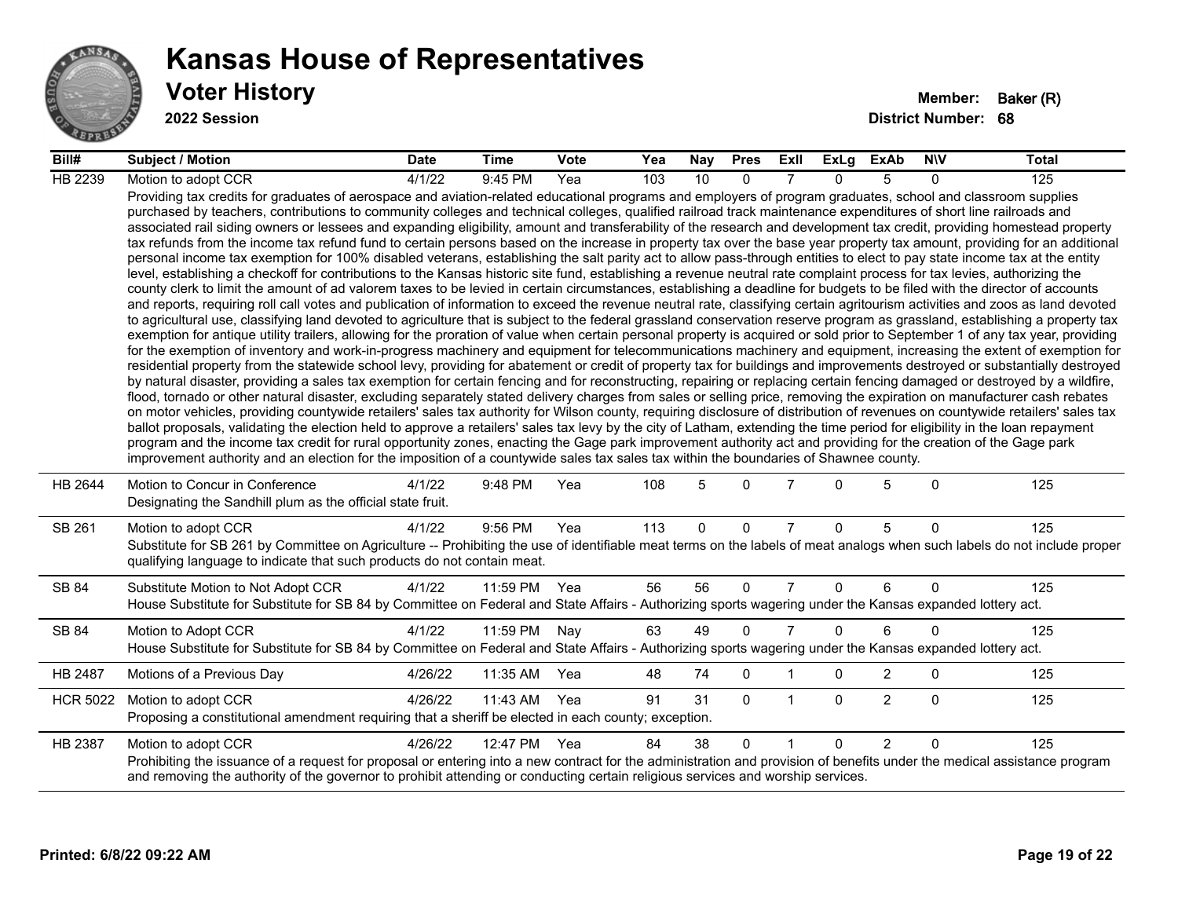# Kansas House of Representatives

## Voter History

**2022 Session**

**Member:** Baker (R)
**District Number:** 68

| Bill# | Subject / Motion | Date | Time | Vote | Yea | Nay | Pres | ExII | ExLg | ExAb | N\V | Total |
|---|---|---|---|---|---|---|---|---|---|---|---|---|
| HB 2239 | Motion to adopt CCR | 4/1/22 | 9:45 PM | Yea | 103 | 10 | 0 | 7 | 0 | 5 | 0 | 125 |
| | Providing tax credits for graduates of aerospace and aviation-related educational programs and employers of program graduates, school and classroom supplies purchased by teachers, contributions to community colleges and technical colleges, qualified railroad track maintenance expenditures of short line railroads and associated rail siding owners or lessees and expanding eligibility, amount and transferability of the research and development tax credit, providing homestead property tax refunds from the income tax refund fund to certain persons based on the increase in property tax over the base year property tax amount, providing for an additional personal income tax exemption for 100% disabled veterans, establishing the salt parity act to allow pass-through entities to elect to pay state income tax at the entity level, establishing a checkoff for contributions to the Kansas historic site fund, establishing a revenue neutral rate complaint process for tax levies, authorizing the county clerk to limit the amount of ad valorem taxes to be levied in certain circumstances, establishing a deadline for budgets to be filed with the director of accounts and reports, requiring roll call votes and publication of information to exceed the revenue neutral rate, classifying certain agritourism activities and zoos as land devoted to agricultural use, classifying land devoted to agriculture that is subject to the federal grassland conservation reserve program as grassland, establishing a property tax exemption for antique utility trailers, allowing for the proration of value when certain personal property is acquired or sold prior to September 1 of any tax year, providing for the exemption of inventory and work-in-progress machinery and equipment for telecommunications machinery and equipment, increasing the extent of exemption for residential property from the statewide school levy, providing for abatement or credit of property tax for buildings and improvements destroyed or substantially destroyed by natural disaster, providing a sales tax exemption for certain fencing and for reconstructing, repairing or replacing certain fencing damaged or destroyed by a wildfire, flood, tornado or other natural disaster, excluding separately stated delivery charges from sales or selling price, removing the expiration on manufacturer cash rebates on motor vehicles, providing countywide retailers' sales tax authority for Wilson county, requiring disclosure of distribution of revenues on countywide retailers' sales tax ballot proposals, validating the election held to approve a retailers' sales tax levy by the city of Latham, extending the time period for eligibility in the loan repayment program and the income tax credit for rural opportunity zones, enacting the Gage park improvement authority act and providing for the creation of the Gage park improvement authority and an election for the imposition of a countywide sales tax sales tax within the boundaries of Shawnee county. | | | | | | | | | | | |
| HB 2644 | Motion to Concur in Conference | 4/1/22 | 9:48 PM | Yea | 108 | 5 | 0 | 7 | 0 | 5 | 0 | 125 |
| | Designating the Sandhill plum as the official state fruit. | | | | | | | | | | | |
| SB 261 | Motion to adopt CCR | 4/1/22 | 9:56 PM | Yea | 113 | 0 | 0 | 7 | 0 | 5 | 0 | 125 |
| | Substitute for SB 261 by Committee on Agriculture -- Prohibiting the use of identifiable meat terms on the labels of meat analogs when such labels do not include proper qualifying language to indicate that such products do not contain meat. | | | | | | | | | | | |
| SB 84 | Substitute Motion to Not Adopt CCR | 4/1/22 | 11:59 PM | Yea | 56 | 56 | 0 | 7 | 0 | 6 | 0 | 125 |
| | House Substitute for Substitute for SB 84 by Committee on Federal and State Affairs - Authorizing sports wagering under the Kansas expanded lottery act. | | | | | | | | | | | |
| SB 84 | Motion to Adopt CCR | 4/1/22 | 11:59 PM | Nay | 63 | 49 | 0 | 7 | 0 | 6 | 0 | 125 |
| | House Substitute for Substitute for SB 84 by Committee on Federal and State Affairs - Authorizing sports wagering under the Kansas expanded lottery act. | | | | | | | | | | | |
| HB 2487 | Motions of a Previous Day | 4/26/22 | 11:35 AM | Yea | 48 | 74 | 0 | 1 | 0 | 2 | 0 | 125 |
| HCR 5022 | Motion to adopt CCR | 4/26/22 | 11:43 AM | Yea | 91 | 31 | 0 | 1 | 0 | 2 | 0 | 125 |
| | Proposing a constitutional amendment requiring that a sheriff be elected in each county; exception. | | | | | | | | | | | |
| HB 2387 | Motion to adopt CCR | 4/26/22 | 12:47 PM | Yea | 84 | 38 | 0 | 1 | 0 | 2 | 0 | 125 |
| | Prohibiting the issuance of a request for proposal or entering into a new contract for the administration and provision of benefits under the medical assistance program and removing the authority of the governor to prohibit attending or conducting certain religious services and worship services. | | | | | | | | | | | |

**Printed: 6/8/22 09:22 AM**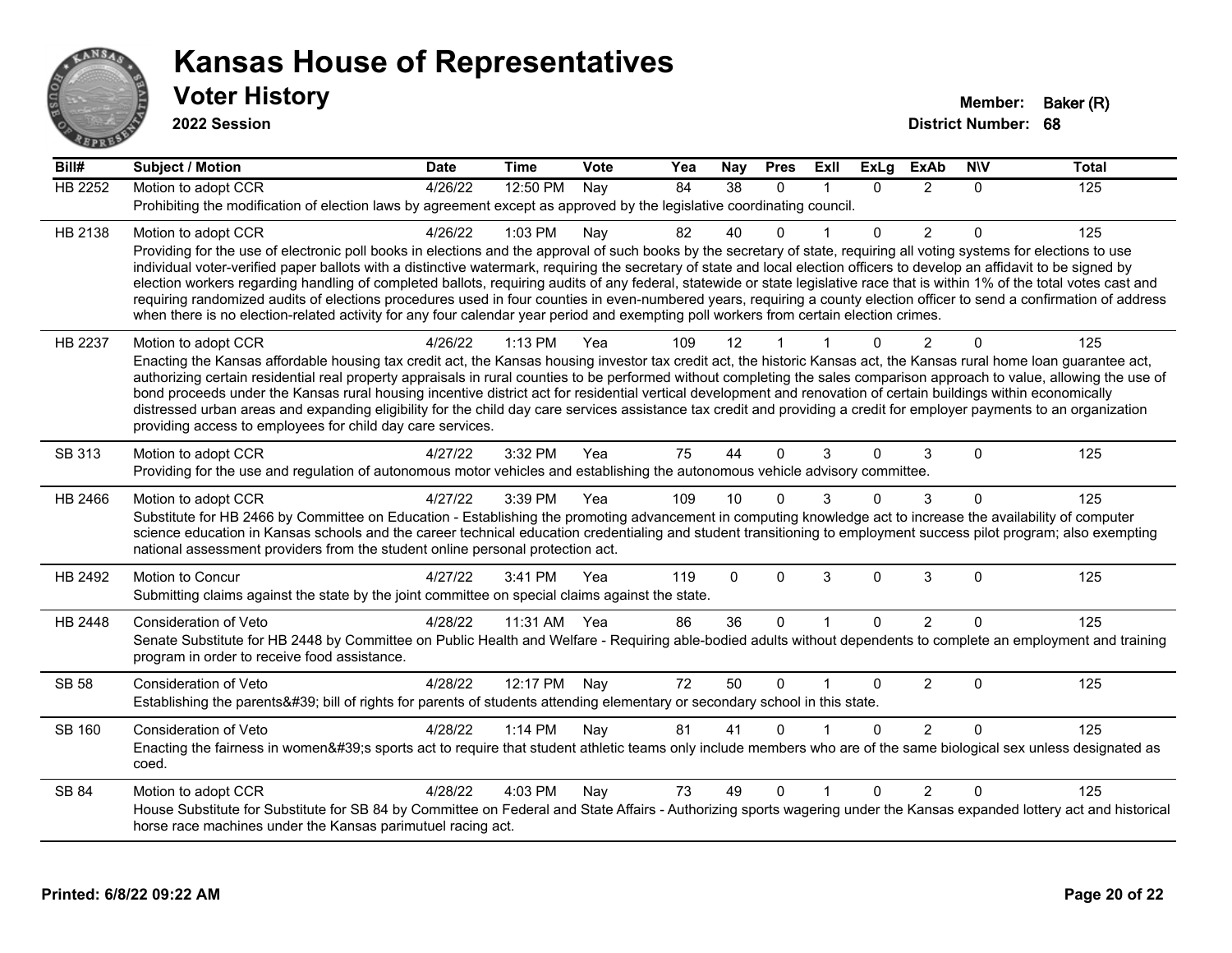# Kansas House of Representatives

## Voter History

**2022 Session**

**Member:** Baker (R)
**District Number:** 68

| Bill# | Subject / Motion | Date | Time | Vote | Yea | Nay | Pres | ExII | ExLg | ExAb | N\V | Total |
|---|---|---|---|---|---|---|---|---|---|---|---|---|
| HB 2252 | Motion to adopt CCR | 4/26/22 | 12:50 PM | Nay | 84 | 38 | 0 | 1 | 0 | 2 | 0 | 125 |
| | Prohibiting the modification of election laws by agreement except as approved by the legislative coordinating council. | | | | | | | | | | | |
| HB 2138 | Motion to adopt CCR | 4/26/22 | 1:03 PM | Nay | 82 | 40 | 0 | 1 | 0 | 2 | 0 | 125 |
| | Providing for the use of electronic poll books in elections and the approval of such books by the secretary of state, requiring all voting systems for elections to use individual voter-verified paper ballots with a distinctive watermark, requiring the secretary of state and local election officers to develop an affidavit to be signed by election workers regarding handling of completed ballots, requiring audits of any federal, statewide or state legislative race that is within 1% of the total votes cast and requiring randomized audits of elections procedures used in four counties in even-numbered years, requiring a county election officer to send a confirmation of address when there is no election-related activity for any four calendar year period and exempting poll workers from certain election crimes. | | | | | | | | | | | |
| HB 2237 | Motion to adopt CCR | 4/26/22 | 1:13 PM | Yea | 109 | 12 | 1 | 1 | 0 | 2 | 0 | 125 |
| | Enacting the Kansas affordable housing tax credit act, the Kansas housing investor tax credit act, the historic Kansas act, the Kansas rural home loan guarantee act, authorizing certain residential real property appraisals in rural counties to be performed without completing the sales comparison approach to value, allowing the use of bond proceeds under the Kansas rural housing incentive district act for residential vertical development and renovation of certain buildings within economically distressed urban areas and expanding eligibility for the child day care services assistance tax credit and providing a credit for employer payments to an organization providing access to employees for child day care services. | | | | | | | | | | | |
| SB 313 | Motion to adopt CCR | 4/27/22 | 3:32 PM | Yea | 75 | 44 | 0 | 3 | 0 | 3 | 0 | 125 |
| | Providing for the use and regulation of autonomous motor vehicles and establishing the autonomous vehicle advisory committee. | | | | | | | | | | | |
| HB 2466 | Motion to adopt CCR | 4/27/22 | 3:39 PM | Yea | 109 | 10 | 0 | 3 | 0 | 3 | 0 | 125 |
| | Substitute for HB 2466 by Committee on Education - Establishing the promoting advancement in computing knowledge act to increase the availability of computer science education in Kansas schools and the career technical education credentialing and student transitioning to employment success pilot program; also exempting national assessment providers from the student online personal protection act. | | | | | | | | | | | |
| HB 2492 | Motion to Concur | 4/27/22 | 3:41 PM | Yea | 119 | 0 | 0 | 3 | 0 | 3 | 0 | 125 |
| | Submitting claims against the state by the joint committee on special claims against the state. | | | | | | | | | | | |
| HB 2448 | Consideration of Veto | 4/28/22 | 11:31 AM | Yea | 86 | 36 | 0 | 1 | 0 | 2 | 0 | 125 |
| | Senate Substitute for HB 2448 by Committee on Public Health and Welfare - Requiring able-bodied adults without dependents to complete an employment and training program in order to receive food assistance. | | | | | | | | | | | |
| SB 58 | Consideration of Veto | 4/28/22 | 12:17 PM | Nay | 72 | 50 | 0 | 1 | 0 | 2 | 0 | 125 |
| | Establishing the parents&#39; bill of rights for parents of students attending elementary or secondary school in this state. | | | | | | | | | | | |
| SB 160 | Consideration of Veto | 4/28/22 | 1:14 PM | Nay | 81 | 41 | 0 | 1 | 0 | 2 | 0 | 125 |
| | Enacting the fairness in women&#39;s sports act to require that student athletic teams only include members who are of the same biological sex unless designated as coed. | | | | | | | | | | | |
| SB 84 | Motion to adopt CCR | 4/28/22 | 4:03 PM | Nay | 73 | 49 | 0 | 1 | 0 | 2 | 0 | 125 |
| | House Substitute for Substitute for SB 84 by Committee on Federal and State Affairs - Authorizing sports wagering under the Kansas expanded lottery act and historical horse race machines under the Kansas parimutuel racing act. | | | | | | | | | | | |

**Printed: 6/8/22 09:22 AM**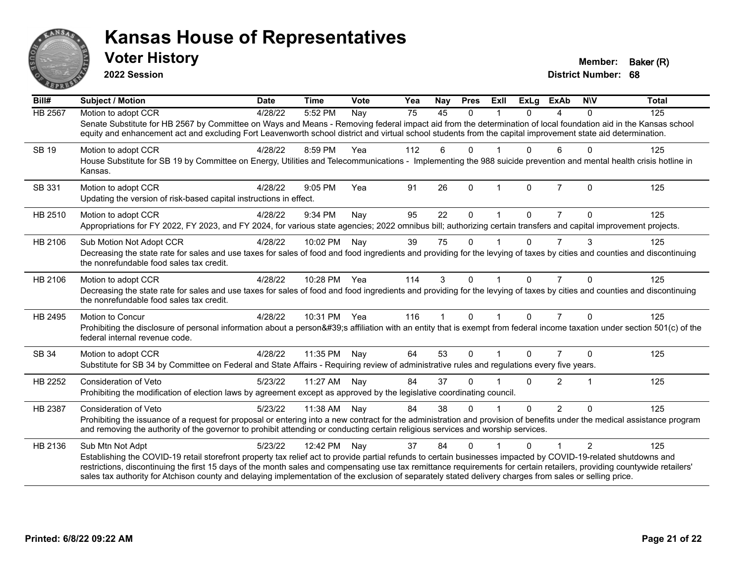# Kansas House of Representatives

## Voter History

**2022 Session**

**Member:** Baker (R)
**District Number:** 68

| Bill# | Subject / Motion | Date | Time | Vote | Yea | Nay | Pres | ExII | ExLg | ExAb | N\V | Total |
|---|---|---|---|---|---|---|---|---|---|---|---|---|
| HB 2567 | Motion to adopt CCR | 4/28/22 | 5:52 PM | Nay | 75 | 45 | 0 | 1 | 0 | 4 | 0 | 125 |
| | Senate Substitute for HB 2567 by Committee on Ways and Means - Removing federal impact aid from the determination of local foundation aid in the Kansas school equity and enhancement act and excluding Fort Leavenworth school district and virtual school students from the capital improvement state aid determination. | | | | | | | | | | | |
| SB 19 | Motion to adopt CCR | 4/28/22 | 8:59 PM | Yea | 112 | 6 | 0 | 1 | 0 | 6 | 0 | 125 |
| | House Substitute for SB 19 by Committee on Energy, Utilities and Telecommunications - Implementing the 988 suicide prevention and mental health crisis hotline in Kansas. | | | | | | | | | | | |
| SB 331 | Motion to adopt CCR | 4/28/22 | 9:05 PM | Yea | 91 | 26 | 0 | 1 | 0 | 7 | 0 | 125 |
| | Updating the version of risk-based capital instructions in effect. | | | | | | | | | | | |
| HB 2510 | Motion to adopt CCR | 4/28/22 | 9:34 PM | Nay | 95 | 22 | 0 | 1 | 0 | 7 | 0 | 125 |
| | Appropriations for FY 2022, FY 2023, and FY 2024, for various state agencies; 2022 omnibus bill; authorizing certain transfers and capital improvement projects. | | | | | | | | | | | |
| HB 2106 | Sub Motion Not Adopt CCR | 4/28/22 | 10:02 PM | Nay | 39 | 75 | 0 | 1 | 0 | 7 | 3 | 125 |
| | Decreasing the state rate for sales and use taxes for sales of food and food ingredients and providing for the levying of taxes by cities and counties and discontinuing the nonrefundable food sales tax credit. | | | | | | | | | | | |
| HB 2106 | Motion to adopt CCR | 4/28/22 | 10:28 PM | Yea | 114 | 3 | 0 | 1 | 0 | 7 | 0 | 125 |
| | Decreasing the state rate for sales and use taxes for sales of food and food ingredients and providing for the levying of taxes by cities and counties and discontinuing the nonrefundable food sales tax credit. | | | | | | | | | | | |
| HB 2495 | Motion to Concur | 4/28/22 | 10:31 PM | Yea | 116 | 1 | 0 | 1 | 0 | 7 | 0 | 125 |
| | Prohibiting the disclosure of personal information about a person&#39;s affiliation with an entity that is exempt from federal income taxation under section 501(c) of the federal internal revenue code. | | | | | | | | | | | |
| SB 34 | Motion to adopt CCR | 4/28/22 | 11:35 PM | Nay | 64 | 53 | 0 | 1 | 0 | 7 | 0 | 125 |
| | Substitute for SB 34 by Committee on Federal and State Affairs - Requiring review of administrative rules and regulations every five years. | | | | | | | | | | | |
| HB 2252 | Consideration of Veto | 5/23/22 | 11:27 AM | Nay | 84 | 37 | 0 | 1 | 0 | 2 | 1 | 125 |
| | Prohibiting the modification of election laws by agreement except as approved by the legislative coordinating council. | | | | | | | | | | | |
| HB 2387 | Consideration of Veto | 5/23/22 | 11:38 AM | Nay | 84 | 38 | 0 | 1 | 0 | 2 | 0 | 125 |
| | Prohibiting the issuance of a request for proposal or entering into a new contract for the administration and provision of benefits under the medical assistance program and removing the authority of the governor to prohibit attending or conducting certain religious services and worship services. | | | | | | | | | | | |
| HB 2136 | Sub Mtn Not Adpt | 5/23/22 | 12:42 PM | Nay | 37 | 84 | 0 | 1 | 0 | 1 | 2 | 125 |
| | Establishing the COVID-19 retail storefront property tax relief act to provide partial refunds to certain businesses impacted by COVID-19-related shutdowns and restrictions, discontinuing the first 15 days of the month sales and compensating use tax remittance requirements for certain retailers, providing countywide retailers' sales tax authority for Atchison county and delaying implementation of the exclusion of separately stated delivery charges from sales or selling price. | | | | | | | | | | | |

**Printed: 6/8/22 09:22 AM**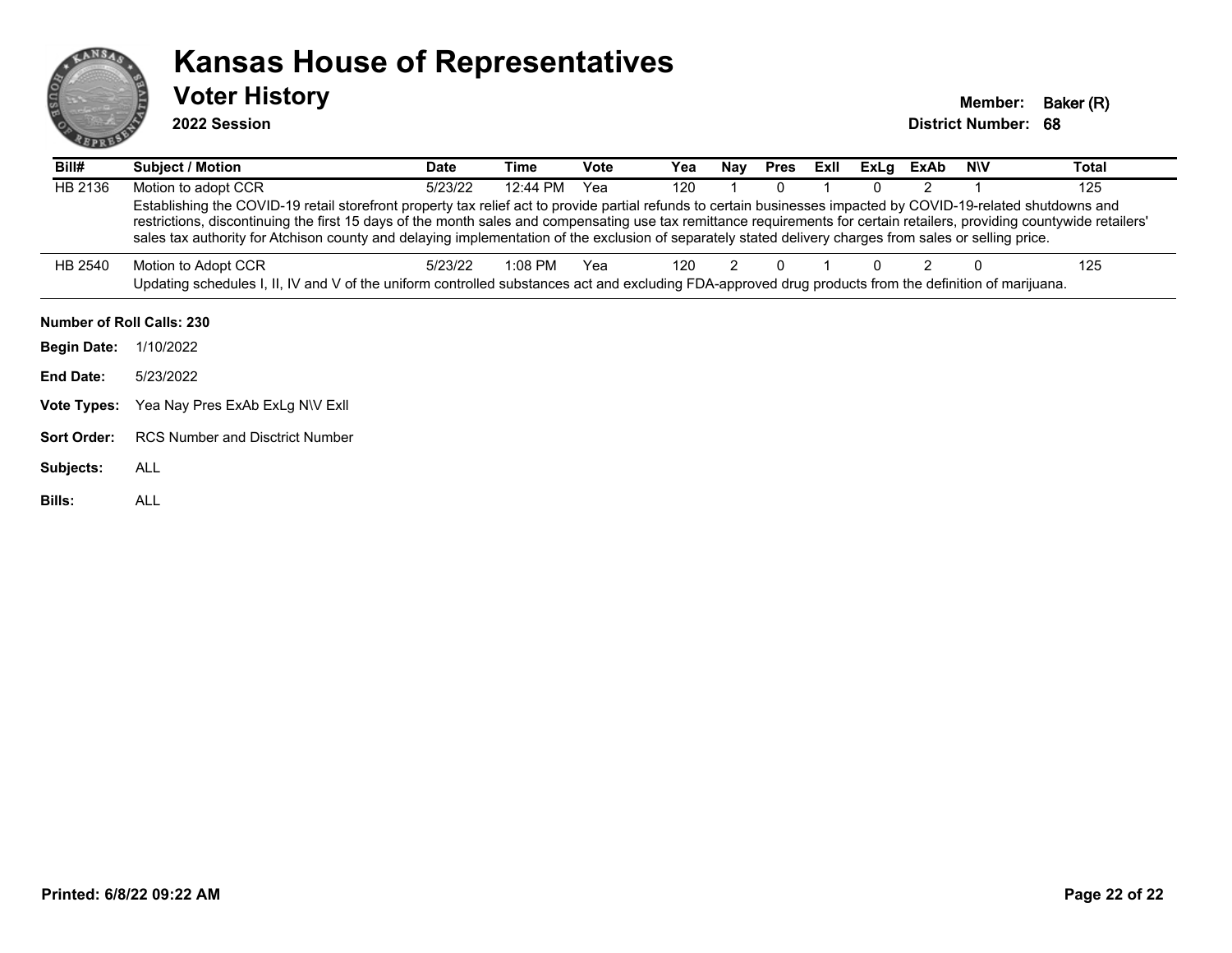| Bill# | Subject / Motion | Date | Time | Vote | Yea | Nay | Pres | ExII | ExLg | ExAb | N\V | Total |
|---|---|---|---|---|---|---|---|---|---|---|---|---|
| HB 2136 | Motion to adopt CCR | 5/23/22 | 12:44 PM | Yea | 120 | 1 | 0 | 1 | 0 | 2 | 1 | 125 |
| | Establishing the COVID-19 retail storefront property tax relief act to provide partial refunds to certain businesses impacted by COVID-19-related shutdowns and restrictions, discontinuing the first 15 days of the month sales and compensating use tax remittance requirements for certain retailers, providing countywide retailers' sales tax authority for Atchison county and delaying implementation of the exclusion of separately stated delivery charges from sales or selling price. | | | | | | | | | | | |
| HB 2540 | Motion to Adopt CCR | 5/23/22 | 1:08 PM | Yea | 120 | 2 | 0 | 1 | 0 | 2 | 0 | 125 |
| | Updating schedules I, II, IV and V of the uniform controlled substances act and excluding FDA-approved drug products from the definition of marijuana. | | | | | | | | | | | |

**Number of Roll Calls: 230**

**Begin Date:** 1/10/2022

**End Date:** 5/23/2022

**Vote Types:** Yea Nay Pres ExAb ExLg N\V ExII

**Sort Order:** RCS Number and Disctrict Number

**Subjects:** ALL

**Bills:** ALL